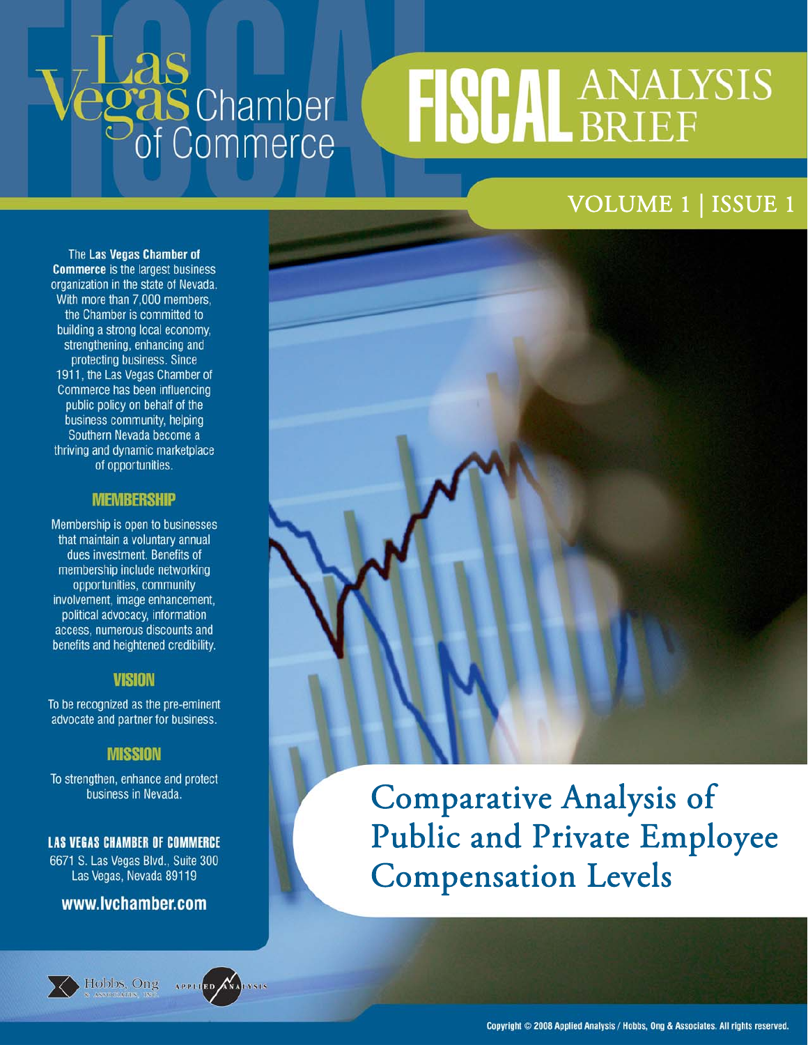# Las Vegas Chamber of Commerce

# FISCAL ANALYSIS BRIEF

VOLUME 1 | ISSUE 1

The **Las Vegas Chamber of Commerce** is the largest business organization in the state of Nevada. With more than 7,000 members, the Chamber is committed to building a strong local economy, strengthening, enhancing and protecting business. Since 1911, the Las Vegas Chamber of Commerce has been influencing public policy on behalf of the business community, helping Southern Nevada become a thriving and dynamic marketplace of opportunities.

### MEMBERSHIP

Membership is open to businesses that maintain a voluntary annual dues investment. Benefits of membership include networking opportunities, community involvement, image enhancement, political advocacy, information access, numerous discounts and benefits and heightened credibility.

### VISION

To be recognized as the pre-eminent advocate and partner for business.

### MISSION

To strengthen, enhance and protect business in Nevada.

**LAS VEGAS CHAMBER OF COMMERCE**
6671 S. Las Vegas Blvd., Suite 300
Las Vegas, Nevada 89119

**www.lvchamber.com**

# Comparative Analysis of Public and Private Employee Compensation Levels

Hobbs, Ong & Associates, Inc. | Applied Analysis

Copyright © 2008 Applied Analysis / Hobbs, Ong & Associates. All rights reserved.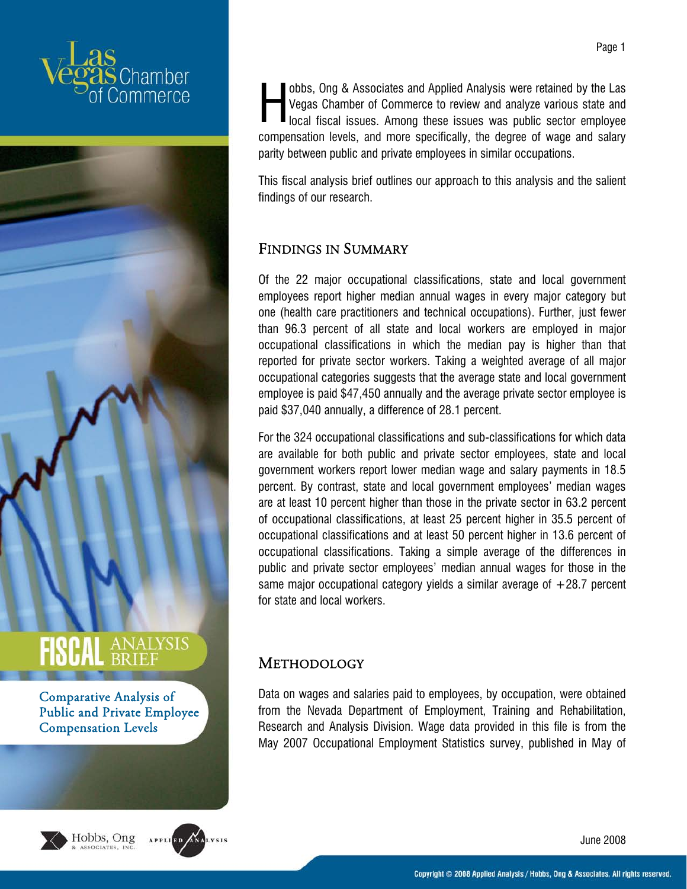# FISCAL ANALYSIS BRIEF

## Comparative Analysis of Public and Private Employee Compensation Levels

Hobbs, Ong & Associates and Applied Analysis were retained by the Las Vegas Chamber of Commerce to review and analyze various state and local fiscal issues. Among these issues was public sector employee compensation levels, and more specifically, the degree of wage and salary parity between public and private employees in similar occupations.

This fiscal analysis brief outlines our approach to this analysis and the salient findings of our research.

## Findings in Summary

Of the 22 major occupational classifications, state and local government employees report higher median annual wages in every major category but one (health care practitioners and technical occupations). Further, just fewer than 96.3 percent of all state and local workers are employed in major occupational classifications in which the median pay is higher than that reported for private sector workers. Taking a weighted average of all major occupational categories suggests that the average state and local government employee is paid $47,450 annually and the average private sector employee is paid $37,040 annually, a difference of 28.1 percent.

For the 324 occupational classifications and sub-classifications for which data are available for both public and private sector employees, state and local government workers report lower median wage and salary payments in 18.5 percent. By contrast, state and local government employees' median wages are at least 10 percent higher than those in the private sector in 63.2 percent of occupational classifications, at least 25 percent higher in 35.5 percent of occupational classifications and at least 50 percent higher in 13.6 percent of occupational classifications. Taking a simple average of the differences in public and private sector employees' median annual wages for those in the same major occupational category yields a similar average of +28.7 percent for state and local workers.

## Methodology

Data on wages and salaries paid to employees, by occupation, were obtained from the Nevada Department of Employment, Training and Rehabilitation, Research and Analysis Division. Wage data provided in this file is from the May 2007 Occupational Employment Statistics survey, published in May of

June 2008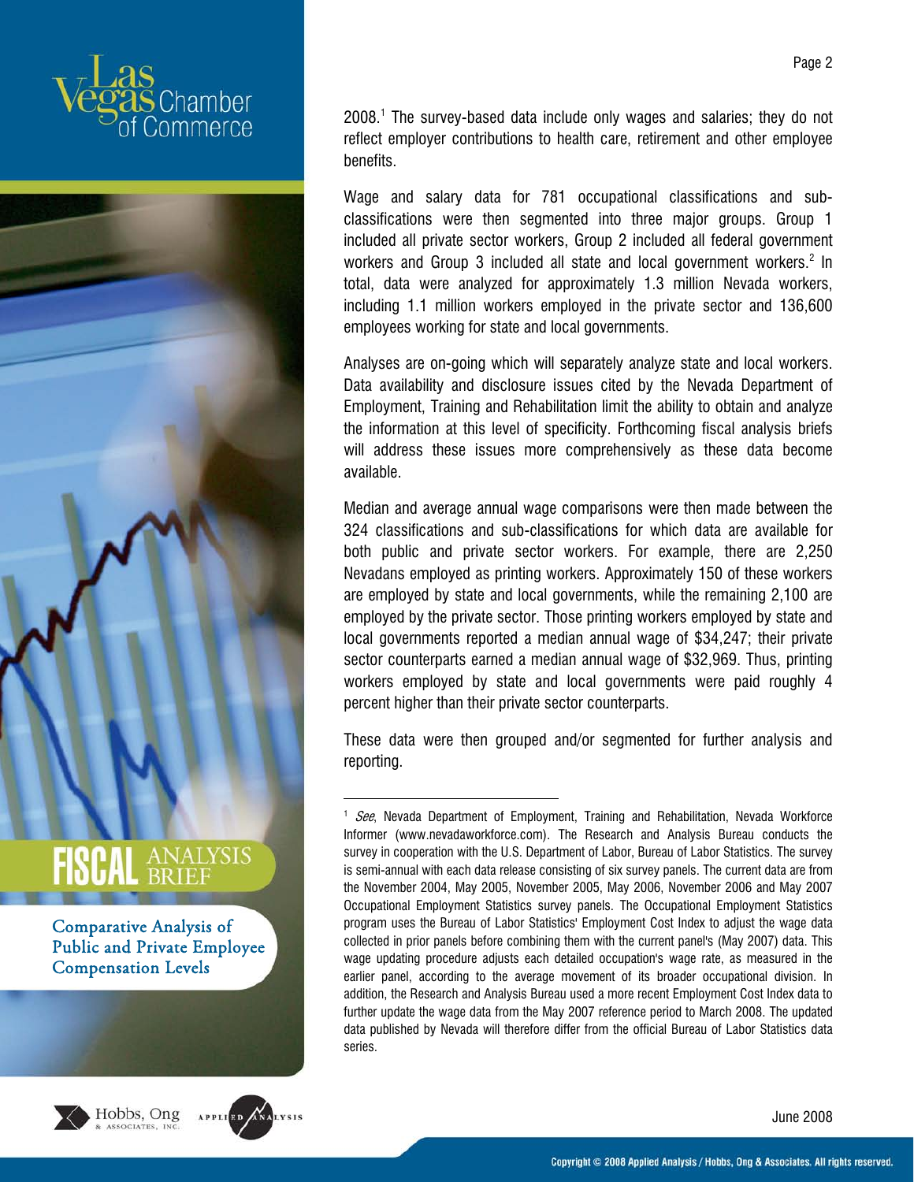2008.[1] The survey-based data include only wages and salaries; they do not reflect employer contributions to health care, retirement and other employee benefits.

Wage and salary data for 781 occupational classifications and sub-classifications were then segmented into three major groups. Group 1 included all private sector workers, Group 2 included all federal government workers and Group 3 included all state and local government workers.[2] In total, data were analyzed for approximately 1.3 million Nevada workers, including 1.1 million workers employed in the private sector and 136,600 employees working for state and local governments.

Analyses are on-going which will separately analyze state and local workers. Data availability and disclosure issues cited by the Nevada Department of Employment, Training and Rehabilitation limit the ability to obtain and analyze the information at this level of specificity. Forthcoming fiscal analysis briefs will address these issues more comprehensively as these data become available.

Median and average annual wage comparisons were then made between the 324 classifications and sub-classifications for which data are available for both public and private sector workers. For example, there are 2,250 Nevadans employed as printing workers. Approximately 150 of these workers are employed by state and local governments, while the remaining 2,100 are employed by the private sector. Those printing workers employed by state and local governments reported a median annual wage of $34,247; their private sector counterparts earned a median annual wage of $32,969. Thus, printing workers employed by state and local governments were paid roughly 4 percent higher than their private sector counterparts.

These data were then grouped and/or segmented for further analysis and reporting.

---

[1] *See*, Nevada Department of Employment, Training and Rehabilitation, Nevada Workforce Informer (www.nevadaworkforce.com). The Research and Analysis Bureau conducts the survey in cooperation with the U.S. Department of Labor, Bureau of Labor Statistics. The survey is semi-annual with each data release consisting of six survey panels. The current data are from the November 2004, May 2005, November 2005, May 2006, November 2006 and May 2007 Occupational Employment Statistics survey panels. The Occupational Employment Statistics program uses the Bureau of Labor Statistics' Employment Cost Index to adjust the wage data collected in prior panels before combining them with the current panel's (May 2007) data. This wage updating procedure adjusts each detailed occupation's wage rate, as measured in the earlier panel, according to the average movement of its broader occupational division. In addition, the Research and Analysis Bureau used a more recent Employment Cost Index data to further update the wage data from the May 2007 reference period to March 2008. The updated data published by Nevada will therefore differ from the official Bureau of Labor Statistics data series.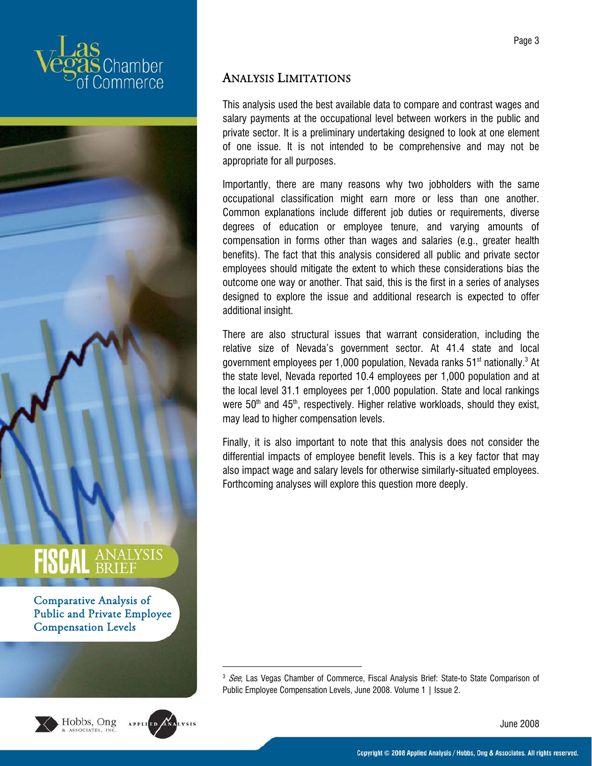## Analysis Limitations

This analysis used the best available data to compare and contrast wages and salary payments at the occupational level between workers in the public and private sector. It is a preliminary undertaking designed to look at one element of one issue. It is not intended to be comprehensive and may not be appropriate for all purposes.

Importantly, there are many reasons why two jobholders with the same occupational classification might earn more or less than one another. Common explanations include different job duties or requirements, diverse degrees of education or employee tenure, and varying amounts of compensation in forms other than wages and salaries (e.g., greater health benefits). The fact that this analysis considered all public and private sector employees should mitigate the extent to which these considerations bias the outcome one way or another. That said, this is the first in a series of analyses designed to explore the issue and additional research is expected to offer additional insight.

There are also structural issues that warrant consideration, including the relative size of Nevada's government sector. At 41.4 state and local government employees per 1,000 population, Nevada ranks 51st nationally.[3] At the state level, Nevada reported 10.4 employees per 1,000 population and at the local level 31.1 employees per 1,000 population. State and local rankings were 50th and 45th, respectively. Higher relative workloads, should they exist, may lead to higher compensation levels.

Finally, it is also important to note that this analysis does not consider the differential impacts of employee benefit levels. This is a key factor that may also impact wage and salary levels for otherwise similarly-situated employees. Forthcoming analyses will explore this question more deeply.

[3] *See*, Las Vegas Chamber of Commerce, Fiscal Analysis Brief: State-to State Comparison of Public Employee Compensation Levels, June 2008. Volume 1 | Issue 2.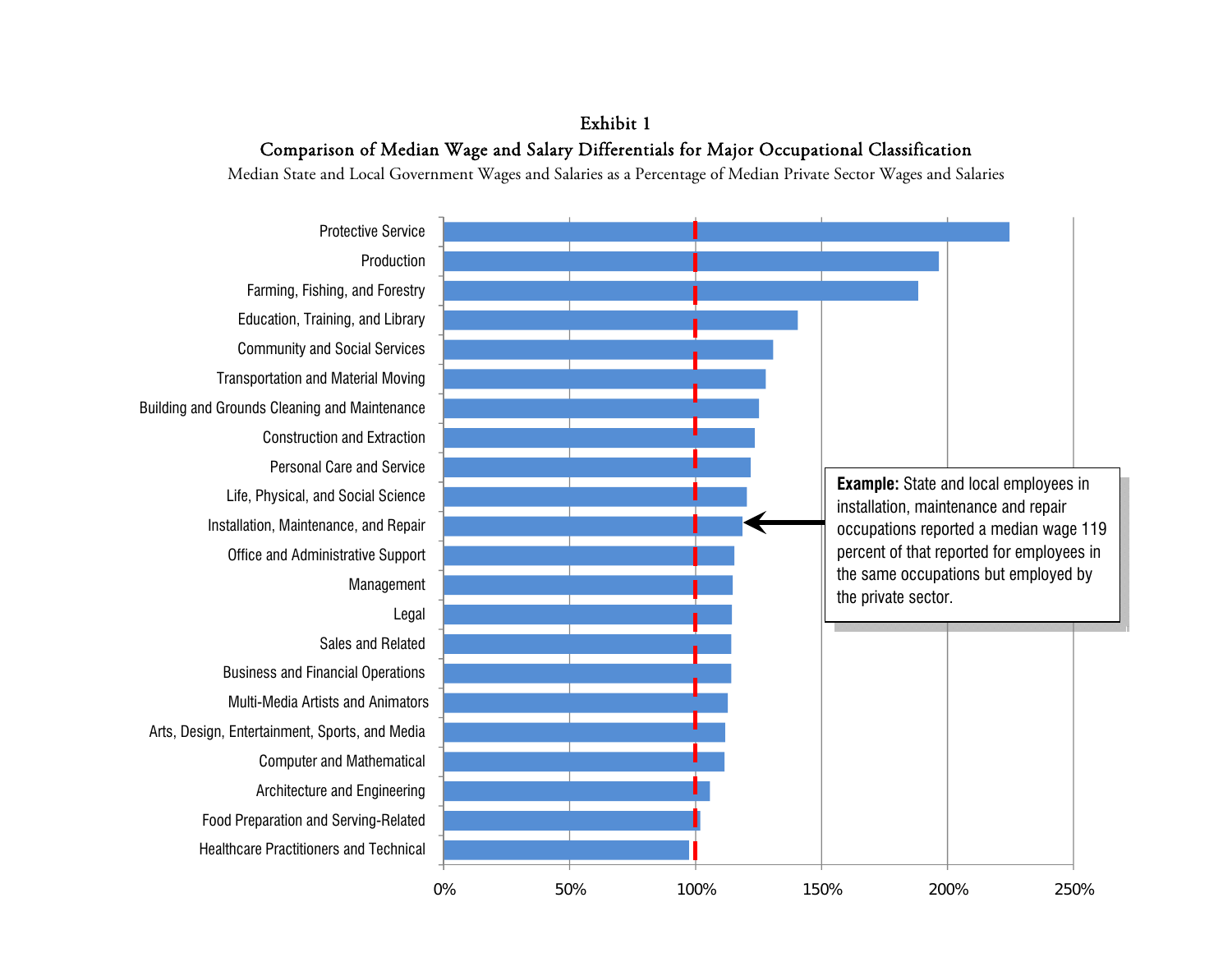**Exhibit 1**

**Comparison of Median Wage and Salary Differentials for Major Occupational Classification**

Median State and Local Government Wages and Salaries as a Percentage of Median Private Sector Wages and Salaries

Protective Service

Production

Farming, Fishing, and Forestry

Education, Training, and Library

Community and Social Services

Transportation and Material Moving

Building and Grounds Cleaning and Maintenance

Construction and Extraction

Personal Care and Service

Life, Physical, and Social Science

Installation, Maintenance, and Repair

Office and Administrative Support

Management

Legal

Sales and Related

Business and Financial Operations

Multi-Media Artists and Animators

Arts, Design, Entertainment, Sports, and Media

Computer and Mathematical

Architecture and Engineering

Food Preparation and Serving-Related

Healthcare Practitioners and Technical

0% 50% 100% 150% 200% 250%

**Example:** State and local employees in installation, maintenance and repair occupations reported a median wage 119 percent of that reported for employees in the same occupations but employed by the private sector.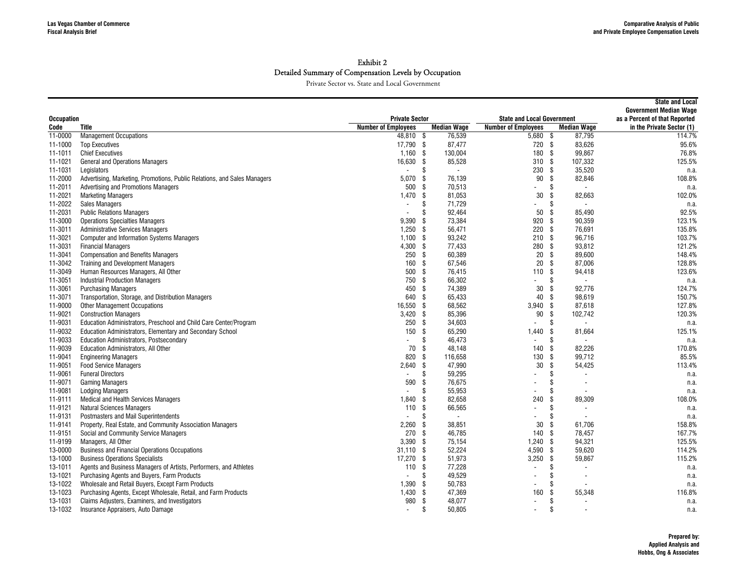## Exhibit 2
## Detailed Summary of Compensation Levels by Occupation

Private Sector vs. State and Local Government

| Occupation Code | Title | Private Sector Number of Employees | Private Sector Median Wage | State and Local Government Number of Employees | State and Local Government Median Wage | State and Local Government Median Wage as a Percent of that Reported in the Private Sector (1) |
|---|---|---|---|---|---|---|
| 11-0000 | Management Occupations | 48,810 | $ 76,539 | 5,680 | $ 87,795 | 114.7% |
| 11-1000 | Top Executives | 17,790 | $ 87,477 | 720 | $ 83,626 | 95.6% |
| 11-1011 | Chief Executives | 1,160 | $ 130,004 | 180 | $ 99,867 | 76.8% |
| 11-1021 | General and Operations Managers | 16,630 | $ 85,528 | 310 | $ 107,332 | 125.5% |
| 11-1031 | Legislators | - | $ - | 230 | $ 35,520 | n.a. |
| 11-2000 | Advertising, Marketing, Promotions, Public Relations, and Sales Managers | 5,070 | $ 76,139 | 90 | $ 82,846 | 108.8% |
| 11-2011 | Advertising and Promotions Managers | 500 | $ 70,513 | - | $ - | n.a. |
| 11-2021 | Marketing Managers | 1,470 | $ 81,053 | 30 | $ 82,663 | 102.0% |
| 11-2022 | Sales Managers | - | $ 71,729 | - | $ - | n.a. |
| 11-2031 | Public Relations Managers | - | $ 92,464 | 50 | $ 85,490 | 92.5% |
| 11-3000 | Operations Specialties Managers | 9,390 | $ 73,384 | 920 | $ 90,359 | 123.1% |
| 11-3011 | Administrative Services Managers | 1,250 | $ 56,471 | 220 | $ 76,691 | 135.8% |
| 11-3021 | Computer and Information Systems Managers | 1,100 | $ 93,242 | 210 | $ 96,716 | 103.7% |
| 11-3031 | Financial Managers | 4,300 | $ 77,433 | 280 | $ 93,812 | 121.2% |
| 11-3041 | Compensation and Benefits Managers | 250 | $ 60,389 | 20 | $ 89,600 | 148.4% |
| 11-3042 | Training and Development Managers | 160 | $ 67,546 | 20 | $ 87,006 | 128.8% |
| 11-3049 | Human Resources Managers, All Other | 500 | $ 76,415 | 110 | $ 94,418 | 123.6% |
| 11-3051 | Industrial Production Managers | 750 | $ 66,302 | - | $ - | n.a. |
| 11-3061 | Purchasing Managers | 450 | $ 74,389 | 30 | $ 92,776 | 124.7% |
| 11-3071 | Transportation, Storage, and Distribution Managers | 640 | $ 65,433 | 40 | $ 98,619 | 150.7% |
| 11-9000 | Other Management Occupations | 16,550 | $ 68,562 | 3,940 | $ 87,618 | 127.8% |
| 11-9021 | Construction Managers | 3,420 | $ 85,396 | 90 | $ 102,742 | 120.3% |
| 11-9031 | Education Administrators, Preschool and Child Care Center/Program | 250 | $ 34,603 | - | $ - | n.a. |
| 11-9032 | Education Administrators, Elementary and Secondary School | 150 | $ 65,290 | 1,440 | $ 81,664 | 125.1% |
| 11-9033 | Education Administrators, Postsecondary | - | $ 46,473 | - | $ - | n.a. |
| 11-9039 | Education Administrators, All Other | 70 | $ 48,148 | 140 | $ 82,226 | 170.8% |
| 11-9041 | Engineering Managers | 820 | $ 116,658 | 130 | $ 99,712 | 85.5% |
| 11-9051 | Food Service Managers | 2,640 | $ 47,990 | 30 | $ 54,425 | 113.4% |
| 11-9061 | Funeral Directors | - | $ 59,295 | - | $ - | n.a. |
| 11-9071 | Gaming Managers | 590 | $ 76,675 | - | $ - | n.a. |
| 11-9081 | Lodging Managers | - | $ 55,953 | - | $ - | n.a. |
| 11-9111 | Medical and Health Services Managers | 1,840 | $ 82,658 | 240 | $ 89,309 | 108.0% |
| 11-9121 | Natural Sciences Managers | 110 | $ 66,565 | - | $ - | n.a. |
| 11-9131 | Postmasters and Mail Superintendents | - | $ - | - | $ - | n.a. |
| 11-9141 | Property, Real Estate, and Community Association Managers | 2,260 | $ 38,851 | 30 | $ 61,706 | 158.8% |
| 11-9151 | Social and Community Service Managers | 270 | $ 46,785 | 140 | $ 78,457 | 167.7% |
| 11-9199 | Managers, All Other | 3,390 | $ 75,154 | 1,240 | $ 94,321 | 125.5% |
| 13-0000 | Business and Financial Operations Occupations | 31,110 | $ 52,224 | 4,590 | $ 59,620 | 114.2% |
| 13-1000 | Business Operations Specialists | 17,270 | $ 51,973 | 3,250 | $ 59,867 | 115.2% |
| 13-1011 | Agents and Business Managers of Artists, Performers, and Athletes | 110 | $ 77,228 | - | $ - | n.a. |
| 13-1021 | Purchasing Agents and Buyers, Farm Products | - | $ 49,529 | - | $ - | n.a. |
| 13-1022 | Wholesale and Retail Buyers, Except Farm Products | 1,390 | $ 50,783 | - | $ - | n.a. |
| 13-1023 | Purchasing Agents, Except Wholesale, Retail, and Farm Products | 1,430 | $ 47,369 | 160 | $ 55,348 | 116.8% |
| 13-1031 | Claims Adjusters, Examiners, and Investigators | 980 | $ 48,077 | - | $ - | n.a. |
| 13-1032 | Insurance Appraisers, Auto Damage | - | $ 50,805 | - | $ - | n.a. |

Prepared by:
Applied Analysis and
Hobbs, Ong & Associates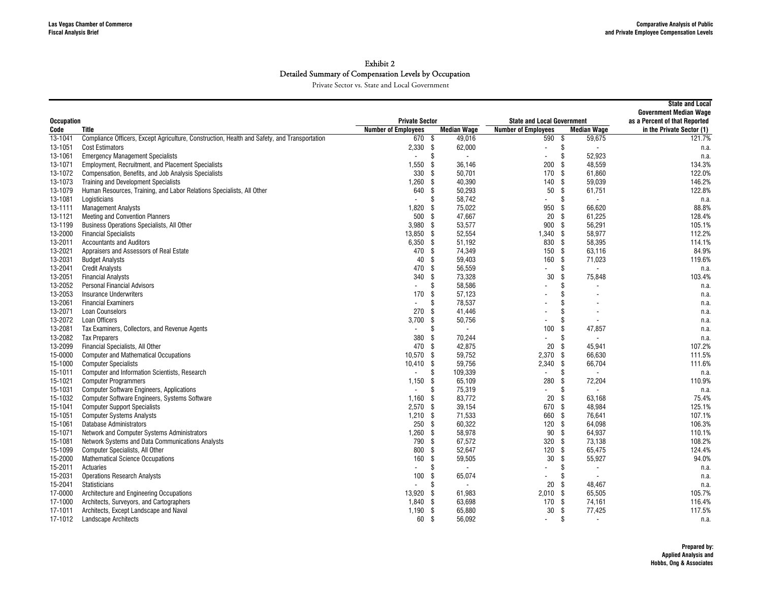## Exhibit 2
## Detailed Summary of Compensation Levels by Occupation
Private Sector vs. State and Local Government

| Occupation Code | Title | Private Sector Number of Employees | Private Sector Median Wage | State and Local Government Number of Employees | State and Local Government Median Wage | State and Local Government Median Wage as a Percent of that Reported in the Private Sector (1) |
|---|---|---|---|---|---|---|
| 13-1041 | Compliance Officers, Except Agriculture, Construction, Health and Safety, and Transportation | 670 | $ 49,016 | 590 | $ 59,675 | 121.7% |
| 13-1051 | Cost Estimators | 2,330 | $ 62,000 | - | $ - | n.a. |
| 13-1061 | Emergency Management Specialists | - | $ - | - | $ 52,923 | n.a. |
| 13-1071 | Employment, Recruitment, and Placement Specialists | 1,550 | $ 36,146 | 200 | $ 48,559 | 134.3% |
| 13-1072 | Compensation, Benefits, and Job Analysis Specialists | 330 | $ 50,701 | 170 | $ 61,860 | 122.0% |
| 13-1073 | Training and Development Specialists | 1,260 | $ 40,390 | 140 | $ 59,039 | 146.2% |
| 13-1079 | Human Resources, Training, and Labor Relations Specialists, All Other | 640 | $ 50,293 | 50 | $ 61,751 | 122.8% |
| 13-1081 | Logisticians | - | $ 58,742 | - | $ - | n.a. |
| 13-1111 | Management Analysts | 1,820 | $ 75,022 | 950 | $ 66,620 | 88.8% |
| 13-1121 | Meeting and Convention Planners | 500 | $ 47,667 | 20 | $ 61,225 | 128.4% |
| 13-1199 | Business Operations Specialists, All Other | 3,980 | $ 53,577 | 900 | $ 56,291 | 105.1% |
| 13-2000 | Financial Specialists | 13,850 | $ 52,554 | 1,340 | $ 58,977 | 112.2% |
| 13-2011 | Accountants and Auditors | 6,350 | $ 51,192 | 830 | $ 58,395 | 114.1% |
| 13-2021 | Appraisers and Assessors of Real Estate | 470 | $ 74,349 | 150 | $ 63,116 | 84.9% |
| 13-2031 | Budget Analysts | 40 | $ 59,403 | 160 | $ 71,023 | 119.6% |
| 13-2041 | Credit Analysts | 470 | $ 56,559 | - | $ - | n.a. |
| 13-2051 | Financial Analysts | 340 | $ 73,328 | 30 | $ 75,848 | 103.4% |
| 13-2052 | Personal Financial Advisors | - | $ 58,586 | - | $ - | n.a. |
| 13-2053 | Insurance Underwriters | 170 | $ 57,123 | - | $ - | n.a. |
| 13-2061 | Financial Examiners | - | $ 78,537 | - | $ - | n.a. |
| 13-2071 | Loan Counselors | 270 | $ 41,446 | - | $ - | n.a. |
| 13-2072 | Loan Officers | 3,700 | $ 50,756 | - | $ - | n.a. |
| 13-2081 | Tax Examiners, Collectors, and Revenue Agents | - | $ - | 100 | $ 47,857 | n.a. |
| 13-2082 | Tax Preparers | 380 | $ 70,244 | - | $ - | n.a. |
| 13-2099 | Financial Specialists, All Other | 470 | $ 42,875 | 20 | $ 45,941 | 107.2% |
| 15-0000 | Computer and Mathematical Occupations | 10,570 | $ 59,752 | 2,370 | $ 66,630 | 111.5% |
| 15-1000 | Computer Specialists | 10,410 | $ 59,756 | 2,340 | $ 66,704 | 111.6% |
| 15-1011 | Computer and Information Scientists, Research | - | $ 109,339 | - | $ - | n.a. |
| 15-1021 | Computer Programmers | 1,150 | $ 65,109 | 280 | $ 72,204 | 110.9% |
| 15-1031 | Computer Software Engineers, Applications | - | $ 75,319 | - | $ - | n.a. |
| 15-1032 | Computer Software Engineers, Systems Software | 1,160 | $ 83,772 | 20 | $ 63,168 | 75.4% |
| 15-1041 | Computer Support Specialists | 2,570 | $ 39,154 | 670 | $ 48,984 | 125.1% |
| 15-1051 | Computer Systems Analysts | 1,210 | $ 71,533 | 660 | $ 76,641 | 107.1% |
| 15-1061 | Database Administrators | 250 | $ 60,322 | 120 | $ 64,098 | 106.3% |
| 15-1071 | Network and Computer Systems Administrators | 1,260 | $ 58,978 | 90 | $ 64,937 | 110.1% |
| 15-1081 | Network Systems and Data Communications Analysts | 790 | $ 67,572 | 320 | $ 73,138 | 108.2% |
| 15-1099 | Computer Specialists, All Other | 800 | $ 52,647 | 120 | $ 65,475 | 124.4% |
| 15-2000 | Mathematical Science Occupations | 160 | $ 59,505 | 30 | $ 55,927 | 94.0% |
| 15-2011 | Actuaries | - | $ - | - | $ - | n.a. |
| 15-2031 | Operations Research Analysts | 100 | $ 65,074 | - | $ - | n.a. |
| 15-2041 | Statisticians | - | $ - | 20 | $ 48,467 | n.a. |
| 17-0000 | Architecture and Engineering Occupations | 13,920 | $ 61,983 | 2,010 | $ 65,505 | 105.7% |
| 17-1000 | Architects, Surveyors, and Cartographers | 1,840 | $ 63,698 | 170 | $ 74,161 | 116.4% |
| 17-1011 | Architects, Except Landscape and Naval | 1,190 | $ 65,880 | 30 | $ 77,425 | 117.5% |
| 17-1012 | Landscape Architects | 60 | $ 56,092 | - | $ - | n.a. |

**Prepared by:**
**Applied Analysis and**
**Hobbs, Ong & Associates**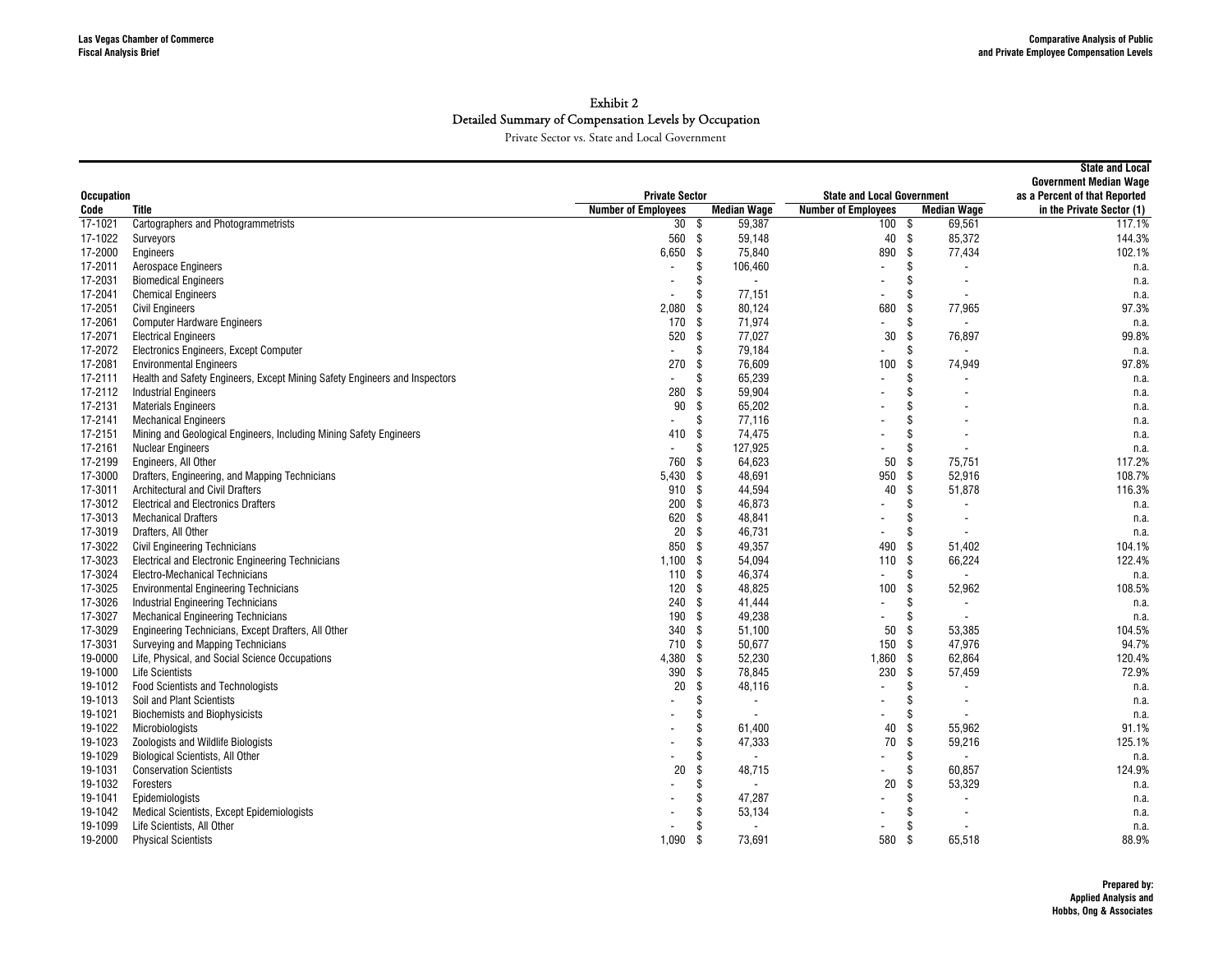# Exhibit 2
## Detailed Summary of Compensation Levels by Occupation
Private Sector vs. State and Local Government

| Occupation Code | Title | Private Sector Number of Employees | Private Sector Median Wage | State and Local Government Number of Employees | State and Local Government Median Wage | State and Local Government Median Wage as a Percent of that Reported in the Private Sector (1) |
|---|---|---|---|---|---|---|
| 17-1021 | Cartographers and Photogrammetrists | 30 | $ 59,387 | 100 | $ 69,561 | 117.1% |
| 17-1022 | Surveyors | 560 | $ 59,148 | 40 | $ 85,372 | 144.3% |
| 17-2000 | Engineers | 6,650 | $ 75,840 | 890 | $ 77,434 | 102.1% |
| 17-2011 | Aerospace Engineers | - | $ 106,460 | - | $ - | n.a. |
| 17-2031 | Biomedical Engineers | - | $ - | - | $ - | n.a. |
| 17-2041 | Chemical Engineers | - | $ 77,151 | - | $ - | n.a. |
| 17-2051 | Civil Engineers | 2,080 | $ 80,124 | 680 | $ 77,965 | 97.3% |
| 17-2061 | Computer Hardware Engineers | 170 | $ 71,974 | - | $ - | n.a. |
| 17-2071 | Electrical Engineers | 520 | $ 77,027 | 30 | $ 76,897 | 99.8% |
| 17-2072 | Electronics Engineers, Except Computer | - | $ 79,184 | - | $ - | n.a. |
| 17-2081 | Environmental Engineers | 270 | $ 76,609 | 100 | $ 74,949 | 97.8% |
| 17-2111 | Health and Safety Engineers, Except Mining Safety Engineers and Inspectors | - | $ 65,239 | - | $ - | n.a. |
| 17-2112 | Industrial Engineers | 280 | $ 59,904 | - | $ - | n.a. |
| 17-2131 | Materials Engineers | 90 | $ 65,202 | - | $ - | n.a. |
| 17-2141 | Mechanical Engineers | - | $ 77,116 | - | $ - | n.a. |
| 17-2151 | Mining and Geological Engineers, Including Mining Safety Engineers | 410 | $ 74,475 | - | $ - | n.a. |
| 17-2161 | Nuclear Engineers | - | $ 127,925 | - | $ - | n.a. |
| 17-2199 | Engineers, All Other | 760 | $ 64,623 | 50 | $ 75,751 | 117.2% |
| 17-3000 | Drafters, Engineering, and Mapping Technicians | 5,430 | $ 48,691 | 950 | $ 52,916 | 108.7% |
| 17-3011 | Architectural and Civil Drafters | 910 | $ 44,594 | 40 | $ 51,878 | 116.3% |
| 17-3012 | Electrical and Electronics Drafters | 200 | $ 46,873 | - | $ - | n.a. |
| 17-3013 | Mechanical Drafters | 620 | $ 48,841 | - | $ - | n.a. |
| 17-3019 | Drafters, All Other | 20 | $ 46,731 | - | $ - | n.a. |
| 17-3022 | Civil Engineering Technicians | 850 | $ 49,357 | 490 | $ 51,402 | 104.1% |
| 17-3023 | Electrical and Electronic Engineering Technicians | 1,100 | $ 54,094 | 110 | $ 66,224 | 122.4% |
| 17-3024 | Electro-Mechanical Technicians | 110 | $ 46,374 | - | $ - | n.a. |
| 17-3025 | Environmental Engineering Technicians | 120 | $ 48,825 | 100 | $ 52,962 | 108.5% |
| 17-3026 | Industrial Engineering Technicians | 240 | $ 41,444 | - | $ - | n.a. |
| 17-3027 | Mechanical Engineering Technicians | 190 | $ 49,238 | - | $ - | n.a. |
| 17-3029 | Engineering Technicians, Except Drafters, All Other | 340 | $ 51,100 | 50 | $ 53,385 | 104.5% |
| 17-3031 | Surveying and Mapping Technicians | 710 | $ 50,677 | 150 | $ 47,976 | 94.7% |
| 19-0000 | Life, Physical, and Social Science Occupations | 4,380 | $ 52,230 | 1,860 | $ 62,864 | 120.4% |
| 19-1000 | Life Scientists | 390 | $ 78,845 | 230 | $ 57,459 | 72.9% |
| 19-1012 | Food Scientists and Technologists | 20 | $ 48,116 | - | $ - | n.a. |
| 19-1013 | Soil and Plant Scientists | - | $ - | - | $ - | n.a. |
| 19-1021 | Biochemists and Biophysicists | - | $ - | - | $ - | n.a. |
| 19-1022 | Microbiologists | - | $ 61,400 | 40 | $ 55,962 | 91.1% |
| 19-1023 | Zoologists and Wildlife Biologists | - | $ 47,333 | 70 | $ 59,216 | 125.1% |
| 19-1029 | Biological Scientists, All Other | - | $ - | - | $ - | n.a. |
| 19-1031 | Conservation Scientists | 20 | $ 48,715 | - | $ 60,857 | 124.9% |
| 19-1032 | Foresters | - | $ - | 20 | $ 53,329 | n.a. |
| 19-1041 | Epidemiologists | - | $ 47,287 | - | $ - | n.a. |
| 19-1042 | Medical Scientists, Except Epidemiologists | - | $ 53,134 | - | $ - | n.a. |
| 19-1099 | Life Scientists, All Other | - | $ - | - | $ - | n.a. |
| 19-2000 | Physical Scientists | 1,090 | $ 73,691 | 580 | $ 65,518 | 88.9% |

**Prepared by:**
**Applied Analysis and**
**Hobbs, Ong & Associates**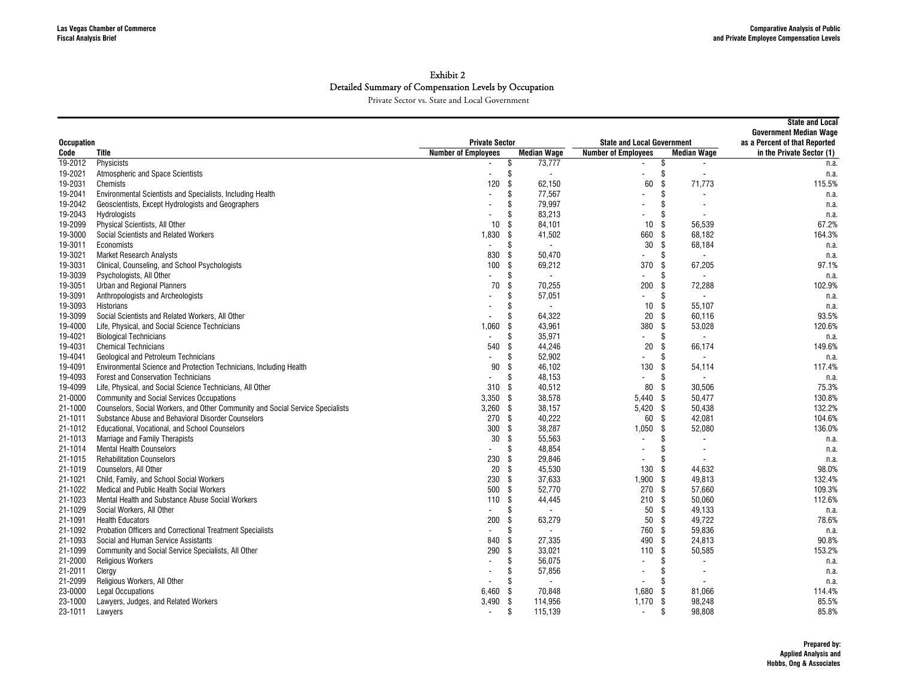### Exhibit 2
### Detailed Summary of Compensation Levels by Occupation

Private Sector vs. State and Local Government

| Occupation Code | Title | Private Sector Number of Employees | Private Sector Median Wage | State and Local Government Number of Employees | State and Local Government Median Wage | State and Local Government Median Wage as a Percent of that Reported in the Private Sector (1) |
|---|---|---|---|---|---|---|
| 19-2012 | Physicists | - | $ 73,777 | - | $ - | n.a. |
| 19-2021 | Atmospheric and Space Scientists | - | $ - | - | $ - | n.a. |
| 19-2031 | Chemists | 120 | $ 62,150 | 60 | $ 71,773 | 115.5% |
| 19-2041 | Environmental Scientists and Specialists, Including Health | - | $ 77,567 | - | $ - | n.a. |
| 19-2042 | Geoscientists, Except Hydrologists and Geographers | - | $ 79,997 | - | $ - | n.a. |
| 19-2043 | Hydrologists | - | $ 83,213 | - | $ - | n.a. |
| 19-2099 | Physical Scientists, All Other | 10 | $ 84,101 | 10 | $ 56,539 | 67.2% |
| 19-3000 | Social Scientists and Related Workers | 1,830 | $ 41,502 | 660 | $ 68,182 | 164.3% |
| 19-3011 | Economists | - | $ - | 30 | $ 68,184 | n.a. |
| 19-3021 | Market Research Analysts | 830 | $ 50,470 | - | $ - | n.a. |
| 19-3031 | Clinical, Counseling, and School Psychologists | 100 | $ 69,212 | 370 | $ 67,205 | 97.1% |
| 19-3039 | Psychologists, All Other | - | $ - | - | $ - | n.a. |
| 19-3051 | Urban and Regional Planners | 70 | $ 70,255 | 200 | $ 72,288 | 102.9% |
| 19-3091 | Anthropologists and Archeologists | - | $ 57,051 | - | $ - | n.a. |
| 19-3093 | Historians | - | $ - | 10 | $ 55,107 | n.a. |
| 19-3099 | Social Scientists and Related Workers, All Other | - | $ 64,322 | 20 | $ 60,116 | 93.5% |
| 19-4000 | Life, Physical, and Social Science Technicians | 1,060 | $ 43,961 | 380 | $ 53,028 | 120.6% |
| 19-4021 | Biological Technicians | - | $ 35,971 | - | $ - | n.a. |
| 19-4031 | Chemical Technicians | 540 | $ 44,246 | 20 | $ 66,174 | 149.6% |
| 19-4041 | Geological and Petroleum Technicians | - | $ 52,902 | - | $ - | n.a. |
| 19-4091 | Environmental Science and Protection Technicians, Including Health | 90 | $ 46,102 | 130 | $ 54,114 | 117.4% |
| 19-4093 | Forest and Conservation Technicians | - | $ 48,153 | - | $ - | n.a. |
| 19-4099 | Life, Physical, and Social Science Technicians, All Other | 310 | $ 40,512 | 80 | $ 30,506 | 75.3% |
| 21-0000 | Community and Social Services Occupations | 3,350 | $ 38,578 | 5,440 | $ 50,477 | 130.8% |
| 21-1000 | Counselors, Social Workers, and Other Community and Social Service Specialists | 3,260 | $ 38,157 | 5,420 | $ 50,438 | 132.2% |
| 21-1011 | Substance Abuse and Behavioral Disorder Counselors | 270 | $ 40,222 | 60 | $ 42,081 | 104.6% |
| 21-1012 | Educational, Vocational, and School Counselors | 300 | $ 38,287 | 1,050 | $ 52,080 | 136.0% |
| 21-1013 | Marriage and Family Therapists | 30 | $ 55,563 | - | $ - | n.a. |
| 21-1014 | Mental Health Counselors | - | $ 48,854 | - | $ - | n.a. |
| 21-1015 | Rehabilitation Counselors | 230 | $ 29,846 | - | $ - | n.a. |
| 21-1019 | Counselors, All Other | 20 | $ 45,530 | 130 | $ 44,632 | 98.0% |
| 21-1021 | Child, Family, and School Social Workers | 230 | $ 37,633 | 1,900 | $ 49,813 | 132.4% |
| 21-1022 | Medical and Public Health Social Workers | 500 | $ 52,770 | 270 | $ 57,660 | 109.3% |
| 21-1023 | Mental Health and Substance Abuse Social Workers | 110 | $ 44,445 | 210 | $ 50,060 | 112.6% |
| 21-1029 | Social Workers, All Other | - | $ - | 50 | $ 49,133 | n.a. |
| 21-1091 | Health Educators | 200 | $ 63,279 | 50 | $ 49,722 | 78.6% |
| 21-1092 | Probation Officers and Correctional Treatment Specialists | - | $ - | 760 | $ 59,836 | n.a. |
| 21-1093 | Social and Human Service Assistants | 840 | $ 27,335 | 490 | $ 24,813 | 90.8% |
| 21-1099 | Community and Social Service Specialists, All Other | 290 | $ 33,021 | 110 | $ 50,585 | 153.2% |
| 21-2000 | Religious Workers | - | $ 56,075 | - | $ - | n.a. |
| 21-2011 | Clergy | - | $ 57,856 | - | $ - | n.a. |
| 21-2099 | Religious Workers, All Other | - | $ - | - | $ - | n.a. |
| 23-0000 | Legal Occupations | 6,460 | $ 70,848 | 1,680 | $ 81,066 | 114.4% |
| 23-1000 | Lawyers, Judges, and Related Workers | 3,490 | $ 114,956 | 1,170 | $ 98,248 | 85.5% |
| 23-1011 | Lawyers | - | $ 115,139 | - | $ 98,808 | 85.8% |

Prepared by: Applied Analysis and Hobbs, Ong & Associates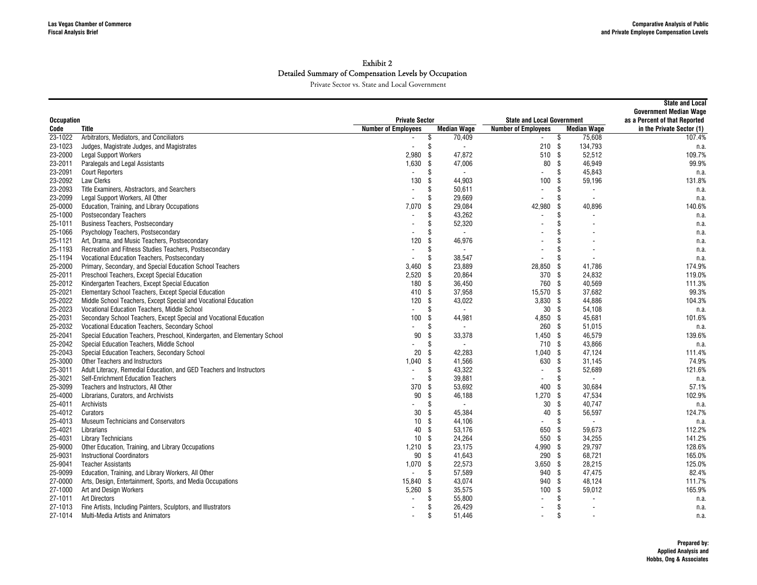## Exhibit 2
## Detailed Summary of Compensation Levels by Occupation

Private Sector vs. State and Local Government

| Occupation Code | Title | Private Sector Number of Employees | Private Sector Median Wage | State and Local Government Number of Employees | State and Local Government Median Wage | State and Local Government Median Wage as a Percent of that Reported in the Private Sector (1) |
|---|---|---|---|---|---|---|
| 23-1022 | Arbitrators, Mediators, and Conciliators | - | $ 70,409 | - | $ 75,608 | 107.4% |
| 23-1023 | Judges, Magistrate Judges, and Magistrates | - | $ - | 210 | $ 134,793 | n.a. |
| 23-2000 | Legal Support Workers | 2,980 | $ 47,872 | 510 | $ 52,512 | 109.7% |
| 23-2011 | Paralegals and Legal Assistants | 1,630 | $ 47,006 | 80 | $ 46,949 | 99.9% |
| 23-2091 | Court Reporters | - | $ - | - | $ 45,843 | n.a. |
| 23-2092 | Law Clerks | 130 | $ 44,903 | 100 | $ 59,196 | 131.8% |
| 23-2093 | Title Examiners, Abstractors, and Searchers | - | $ 50,611 | - | $ - | n.a. |
| 23-2099 | Legal Support Workers, All Other | - | $ 29,669 | - | $ - | n.a. |
| 25-0000 | Education, Training, and Library Occupations | 7,070 | $ 29,084 | 42,980 | $ 40,896 | 140.6% |
| 25-1000 | Postsecondary Teachers | - | $ 43,262 | - | $ - | n.a. |
| 25-1011 | Business Teachers, Postsecondary | - | $ 52,320 | - | $ - | n.a. |
| 25-1066 | Psychology Teachers, Postsecondary | - | $ - | - | $ - | n.a. |
| 25-1121 | Art, Drama, and Music Teachers, Postsecondary | 120 | $ 46,976 | - | $ - | n.a. |
| 25-1193 | Recreation and Fitness Studies Teachers, Postsecondary | - | $ - | - | $ - | n.a. |
| 25-1194 | Vocational Education Teachers, Postsecondary | - | $ 38,547 | - | $ - | n.a. |
| 25-2000 | Primary, Secondary, and Special Education School Teachers | 3,460 | $ 23,889 | 28,850 | $ 41,786 | 174.9% |
| 25-2011 | Preschool Teachers, Except Special Education | 2,520 | $ 20,864 | 370 | $ 24,832 | 119.0% |
| 25-2012 | Kindergarten Teachers, Except Special Education | 180 | $ 36,450 | 760 | $ 40,569 | 111.3% |
| 25-2021 | Elementary School Teachers, Except Special Education | 410 | $ 37,958 | 15,570 | $ 37,682 | 99.3% |
| 25-2022 | Middle School Teachers, Except Special and Vocational Education | 120 | $ 43,022 | 3,830 | $ 44,886 | 104.3% |
| 25-2023 | Vocational Education Teachers, Middle School | - | $ - | 30 | $ 54,108 | n.a. |
| 25-2031 | Secondary School Teachers, Except Special and Vocational Education | 100 | $ 44,981 | 4,850 | $ 45,681 | 101.6% |
| 25-2032 | Vocational Education Teachers, Secondary School | - | $ - | 260 | $ 51,015 | n.a. |
| 25-2041 | Special Education Teachers, Preschool, Kindergarten, and Elementary School | 90 | $ 33,378 | 1,450 | $ 46,579 | 139.6% |
| 25-2042 | Special Education Teachers, Middle School | - | $ - | 710 | $ 43,866 | n.a. |
| 25-2043 | Special Education Teachers, Secondary School | 20 | $ 42,283 | 1,040 | $ 47,124 | 111.4% |
| 25-3000 | Other Teachers and Instructors | 1,040 | $ 41,566 | 630 | $ 31,145 | 74.9% |
| 25-3011 | Adult Literacy, Remedial Education, and GED Teachers and Instructors | - | $ 43,322 | - | $ 52,689 | 121.6% |
| 25-3021 | Self-Enrichment Education Teachers | - | $ 39,881 | - | $ - | n.a. |
| 25-3099 | Teachers and Instructors, All Other | 370 | $ 53,692 | 400 | $ 30,684 | 57.1% |
| 25-4000 | Librarians, Curators, and Archivists | 90 | $ 46,188 | 1,270 | $ 47,534 | 102.9% |
| 25-4011 | Archivists | - | $ - | 30 | $ 40,747 | n.a. |
| 25-4012 | Curators | 30 | $ 45,384 | 40 | $ 56,597 | 124.7% |
| 25-4013 | Museum Technicians and Conservators | 10 | $ 44,106 | - | $ - | n.a. |
| 25-4021 | Librarians | 40 | $ 53,176 | 650 | $ 59,673 | 112.2% |
| 25-4031 | Library Technicians | 10 | $ 24,264 | 550 | $ 34,255 | 141.2% |
| 25-9000 | Other Education, Training, and Library Occupations | 1,210 | $ 23,175 | 4,990 | $ 29,797 | 128.6% |
| 25-9031 | Instructional Coordinators | 90 | $ 41,643 | 290 | $ 68,721 | 165.0% |
| 25-9041 | Teacher Assistants | 1,070 | $ 22,573 | 3,650 | $ 28,215 | 125.0% |
| 25-9099 | Education, Training, and Library Workers, All Other | - | $ 57,589 | 940 | $ 47,475 | 82.4% |
| 27-0000 | Arts, Design, Entertainment, Sports, and Media Occupations | 15,840 | $ 43,074 | 940 | $ 48,124 | 111.7% |
| 27-1000 | Art and Design Workers | 5,260 | $ 35,575 | 100 | $ 59,012 | 165.9% |
| 27-1011 | Art Directors | - | $ 55,800 | - | $ - | n.a. |
| 27-1013 | Fine Artists, Including Painters, Sculptors, and Illustrators | - | $ 26,429 | - | $ - | n.a. |
| 27-1014 | Multi-Media Artists and Animators | - | $ 51,446 | - | $ - | n.a. |

Prepared by:
Applied Analysis and
Hobbs, Ong & Associates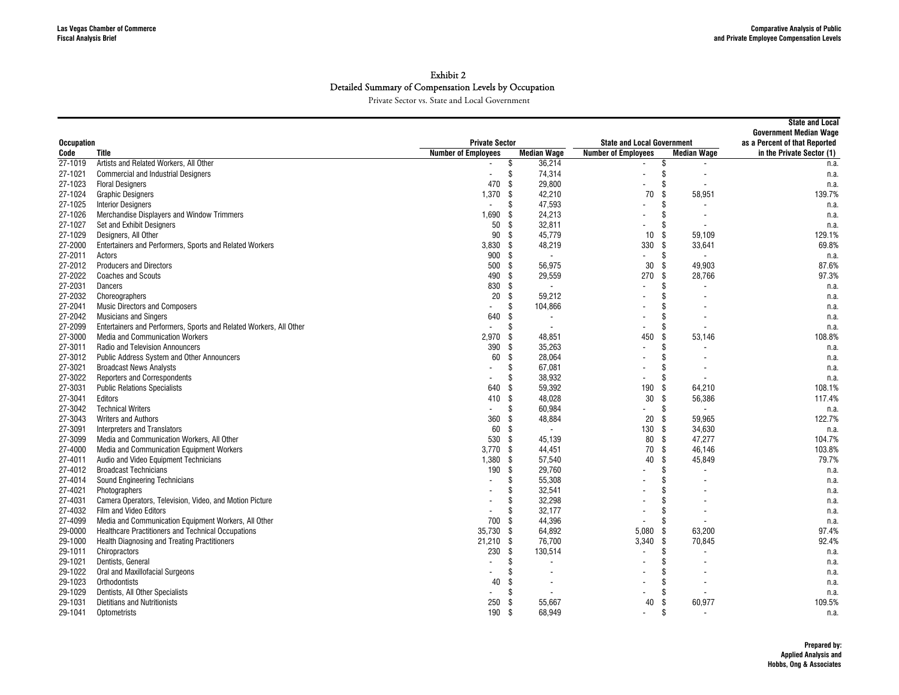# Exhibit 2

## Detailed Summary of Compensation Levels by Occupation

Private Sector vs. State and Local Government

| Occupation | | Private Sector | | State and Local Government | | State and Local Government Median Wage as a Percent of that Reported |
|---|---|---|---|---|---|---|
| Code | Title | Number of Employees | Median Wage | Number of Employees | Median Wage | in the Private Sector (1) |
| 27-1019 | Artists and Related Workers, All Other | - | $ 36,214 | - | $ - | n.a. |
| 27-1021 | Commercial and Industrial Designers | - | $ 74,314 | - | $ - | n.a. |
| 27-1023 | Floral Designers | 470 | $ 29,800 | - | $ - | n.a. |
| 27-1024 | Graphic Designers | 1,370 | $ 42,210 | 70 | $ 58,951 | 139.7% |
| 27-1025 | Interior Designers | - | $ 47,593 | - | $ - | n.a. |
| 27-1026 | Merchandise Displayers and Window Trimmers | 1,690 | $ 24,213 | - | $ - | n.a. |
| 27-1027 | Set and Exhibit Designers | 50 | $ 32,811 | - | $ - | n.a. |
| 27-1029 | Designers, All Other | 90 | $ 45,779 | 10 | $ 59,109 | 129.1% |
| 27-2000 | Entertainers and Performers, Sports and Related Workers | 3,830 | $ 48,219 | 330 | $ 33,641 | 69.8% |
| 27-2011 | Actors | 900 | $ - | - | $ - | n.a. |
| 27-2012 | Producers and Directors | 500 | $ 56,975 | 30 | $ 49,903 | 87.6% |
| 27-2022 | Coaches and Scouts | 490 | $ 29,559 | 270 | $ 28,766 | 97.3% |
| 27-2031 | Dancers | 830 | $ - | - | $ - | n.a. |
| 27-2032 | Choreographers | 20 | $ 59,212 | - | $ - | n.a. |
| 27-2041 | Music Directors and Composers | - | $ 104,866 | - | $ - | n.a. |
| 27-2042 | Musicians and Singers | 640 | $ - | - | $ - | n.a. |
| 27-2099 | Entertainers and Performers, Sports and Related Workers, All Other | - | $ - | - | $ - | n.a. |
| 27-3000 | Media and Communication Workers | 2,970 | $ 48,851 | 450 | $ 53,146 | 108.8% |
| 27-3011 | Radio and Television Announcers | 390 | $ 35,263 | - | $ - | n.a. |
| 27-3012 | Public Address System and Other Announcers | 60 | $ 28,064 | - | $ - | n.a. |
| 27-3021 | Broadcast News Analysts | - | $ 67,081 | - | $ - | n.a. |
| 27-3022 | Reporters and Correspondents | - | $ 38,932 | - | $ - | n.a. |
| 27-3031 | Public Relations Specialists | 640 | $ 59,392 | 190 | $ 64,210 | 108.1% |
| 27-3041 | Editors | 410 | $ 48,028 | 30 | $ 56,386 | 117.4% |
| 27-3042 | Technical Writers | - | $ 60,984 | - | $ - | n.a. |
| 27-3043 | Writers and Authors | 360 | $ 48,884 | 20 | $ 59,965 | 122.7% |
| 27-3091 | Interpreters and Translators | 60 | $ - | 130 | $ 34,630 | n.a. |
| 27-3099 | Media and Communication Workers, All Other | 530 | $ 45,139 | 80 | $ 47,277 | 104.7% |
| 27-4000 | Media and Communication Equipment Workers | 3,770 | $ 44,451 | 70 | $ 46,146 | 103.8% |
| 27-4011 | Audio and Video Equipment Technicians | 1,380 | $ 57,540 | 40 | $ 45,849 | 79.7% |
| 27-4012 | Broadcast Technicians | 190 | $ 29,760 | - | $ - | n.a. |
| 27-4014 | Sound Engineering Technicians | - | $ 55,308 | - | $ - | n.a. |
| 27-4021 | Photographers | - | $ 32,541 | - | $ - | n.a. |
| 27-4031 | Camera Operators, Television, Video, and Motion Picture | - | $ 32,298 | - | $ - | n.a. |
| 27-4032 | Film and Video Editors | - | $ 32,177 | - | $ - | n.a. |
| 27-4099 | Media and Communication Equipment Workers, All Other | 700 | $ 44,396 | - | $ - | n.a. |
| 29-0000 | Healthcare Practitioners and Technical Occupations | 35,730 | $ 64,892 | 5,080 | $ 63,200 | 97.4% |
| 29-1000 | Health Diagnosing and Treating Practitioners | 21,210 | $ 76,700 | 3,340 | $ 70,845 | 92.4% |
| 29-1011 | Chiropractors | 230 | $ 130,514 | - | $ - | n.a. |
| 29-1021 | Dentists, General | - | $ - | - | $ - | n.a. |
| 29-1022 | Oral and Maxillofacial Surgeons | - | $ - | - | $ - | n.a. |
| 29-1023 | Orthodontists | 40 | $ - | - | $ - | n.a. |
| 29-1029 | Dentists, All Other Specialists | - | $ - | - | $ - | n.a. |
| 29-1031 | Dietitians and Nutritionists | 250 | $ 55,667 | 40 | $ 60,977 | 109.5% |
| 29-1041 | Optometrists | 190 | $ 68,949 | - | $ - | n.a. |

**Prepared by:**
**Applied Analysis and**
**Hobbs, Ong & Associates**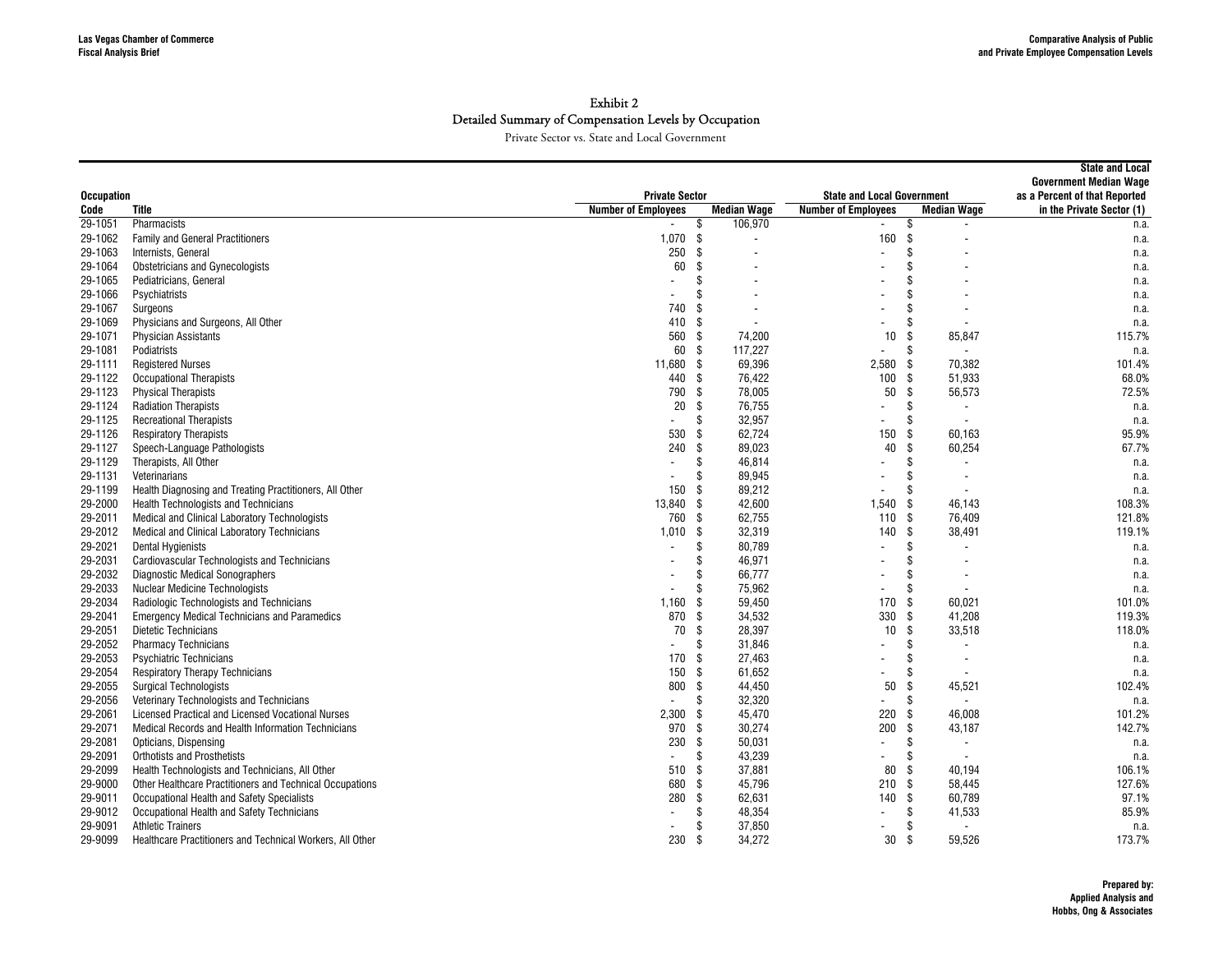# Exhibit 2
## Detailed Summary of Compensation Levels by Occupation
Private Sector vs. State and Local Government

| Occupation Code | Title | Private Sector Number of Employees | Private Sector Median Wage | State and Local Government Number of Employees | State and Local Government Median Wage | State and Local Government Median Wage as a Percent of that Reported in the Private Sector (1) |
|---|---|---|---|---|---|---|
| 29-1051 | Pharmacists | - | $ 106,970 | - | $ - | n.a. |
| 29-1062 | Family and General Practitioners | 1,070 | $ - | 160 | $ - | n.a. |
| 29-1063 | Internists, General | 250 | $ - | - | $ - | n.a. |
| 29-1064 | Obstetricians and Gynecologists | 60 | $ - | - | $ - | n.a. |
| 29-1065 | Pediatricians, General | - | $ - | - | $ - | n.a. |
| 29-1066 | Psychiatrists | - | $ - | - | $ - | n.a. |
| 29-1067 | Surgeons | 740 | $ - | - | $ - | n.a. |
| 29-1069 | Physicians and Surgeons, All Other | 410 | $ - | - | $ - | n.a. |
| 29-1071 | Physician Assistants | 560 | $ 74,200 | 10 | $ 85,847 | 115.7% |
| 29-1081 | Podiatrists | 60 | $ 117,227 | - | $ - | n.a. |
| 29-1111 | Registered Nurses | 11,680 | $ 69,396 | 2,580 | $ 70,382 | 101.4% |
| 29-1122 | Occupational Therapists | 440 | $ 76,422 | 100 | $ 51,933 | 68.0% |
| 29-1123 | Physical Therapists | 790 | $ 78,005 | 50 | $ 56,573 | 72.5% |
| 29-1124 | Radiation Therapists | 20 | $ 76,755 | - | $ - | n.a. |
| 29-1125 | Recreational Therapists | - | $ 32,957 | - | $ - | n.a. |
| 29-1126 | Respiratory Therapists | 530 | $ 62,724 | 150 | $ 60,163 | 95.9% |
| 29-1127 | Speech-Language Pathologists | 240 | $ 89,023 | 40 | $ 60,254 | 67.7% |
| 29-1129 | Therapists, All Other | - | $ 46,814 | - | $ - | n.a. |
| 29-1131 | Veterinarians | - | $ 89,945 | - | $ - | n.a. |
| 29-1199 | Health Diagnosing and Treating Practitioners, All Other | 150 | $ 89,212 | - | $ - | n.a. |
| 29-2000 | Health Technologists and Technicians | 13,840 | $ 42,600 | 1,540 | $ 46,143 | 108.3% |
| 29-2011 | Medical and Clinical Laboratory Technologists | 760 | $ 62,755 | 110 | $ 76,409 | 121.8% |
| 29-2012 | Medical and Clinical Laboratory Technicians | 1,010 | $ 32,319 | 140 | $ 38,491 | 119.1% |
| 29-2021 | Dental Hygienists | - | $ 80,789 | - | $ - | n.a. |
| 29-2031 | Cardiovascular Technologists and Technicians | - | $ 46,971 | - | $ - | n.a. |
| 29-2032 | Diagnostic Medical Sonographers | - | $ 66,777 | - | $ - | n.a. |
| 29-2033 | Nuclear Medicine Technologists | - | $ 75,962 | - | $ - | n.a. |
| 29-2034 | Radiologic Technologists and Technicians | 1,160 | $ 59,450 | 170 | $ 60,021 | 101.0% |
| 29-2041 | Emergency Medical Technicians and Paramedics | 870 | $ 34,532 | 330 | $ 41,208 | 119.3% |
| 29-2051 | Dietetic Technicians | 70 | $ 28,397 | 10 | $ 33,518 | 118.0% |
| 29-2052 | Pharmacy Technicians | - | $ 31,846 | - | $ - | n.a. |
| 29-2053 | Psychiatric Technicians | 170 | $ 27,463 | - | $ - | n.a. |
| 29-2054 | Respiratory Therapy Technicians | 150 | $ 61,652 | - | $ - | n.a. |
| 29-2055 | Surgical Technologists | 800 | $ 44,450 | 50 | $ 45,521 | 102.4% |
| 29-2056 | Veterinary Technologists and Technicians | - | $ 32,320 | - | $ - | n.a. |
| 29-2061 | Licensed Practical and Licensed Vocational Nurses | 2,300 | $ 45,470 | 220 | $ 46,008 | 101.2% |
| 29-2071 | Medical Records and Health Information Technicians | 970 | $ 30,274 | 200 | $ 43,187 | 142.7% |
| 29-2081 | Opticians, Dispensing | 230 | $ 50,031 | - | $ - | n.a. |
| 29-2091 | Orthotists and Prosthetists | - | $ 43,239 | - | $ - | n.a. |
| 29-2099 | Health Technologists and Technicians, All Other | 510 | $ 37,881 | 80 | $ 40,194 | 106.1% |
| 29-9000 | Other Healthcare Practitioners and Technical Occupations | 680 | $ 45,796 | 210 | $ 58,445 | 127.6% |
| 29-9011 | Occupational Health and Safety Specialists | 280 | $ 62,631 | 140 | $ 60,789 | 97.1% |
| 29-9012 | Occupational Health and Safety Technicians | - | $ 48,354 | - | $ 41,533 | 85.9% |
| 29-9091 | Athletic Trainers | - | $ 37,850 | - | $ - | n.a. |
| 29-9099 | Healthcare Practitioners and Technical Workers, All Other | 230 | $ 34,272 | 30 | $ 59,526 | 173.7% |

**Prepared by:**
**Applied Analysis and**
**Hobbs, Ong & Associates**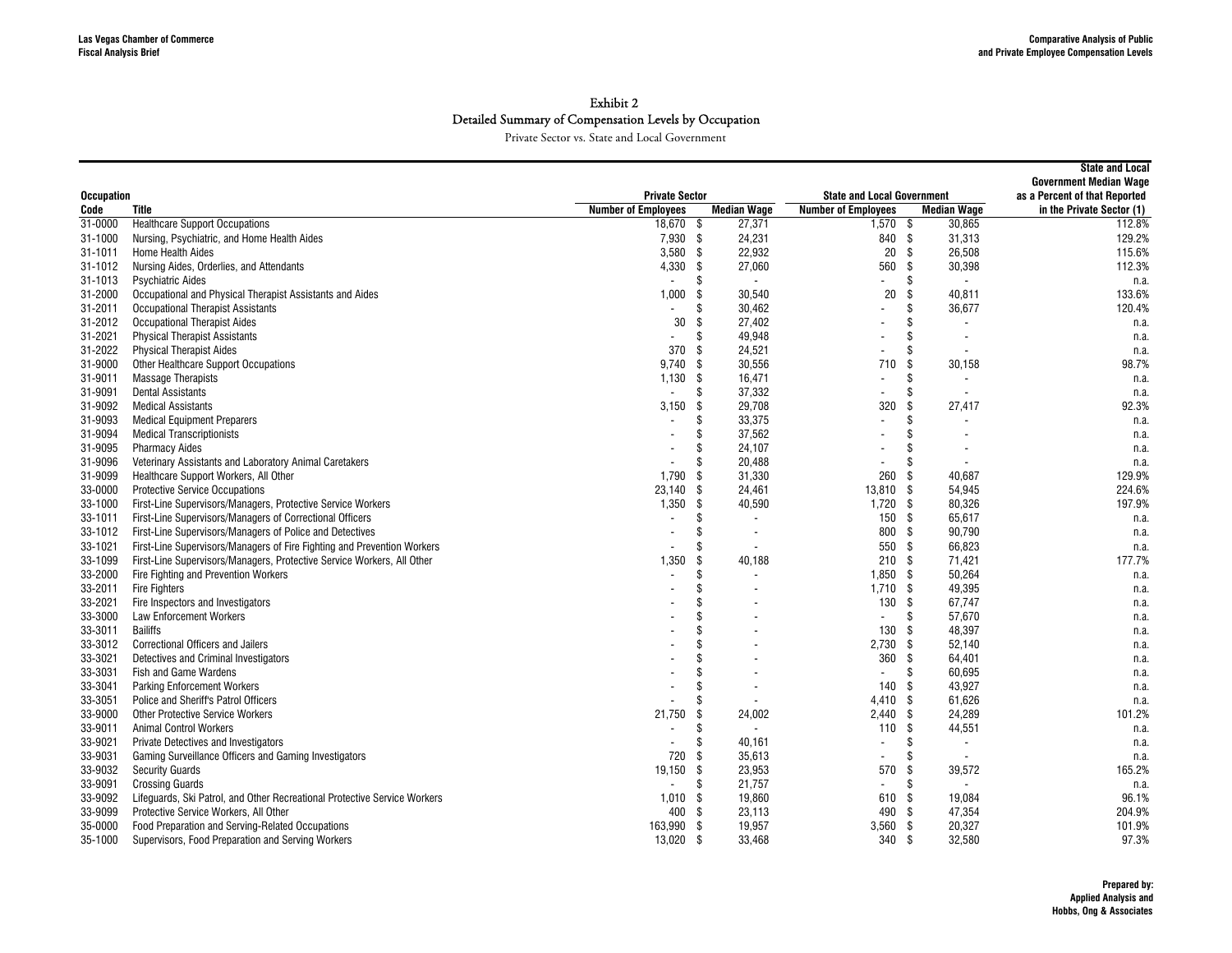# Exhibit 2
## Detailed Summary of Compensation Levels by Occupation

Private Sector vs. State and Local Government

| Occupation Code | Title | Private Sector Number of Employees | Private Sector Median Wage | State and Local Government Number of Employees | State and Local Government Median Wage | State and Local Government Median Wage as a Percent of that Reported in the Private Sector (1) |
|---|---|---|---|---|---|---|
| 31-0000 | Healthcare Support Occupations | 18,670 | $ 27,371 | 1,570 | $ 30,865 | 112.8% |
| 31-1000 | Nursing, Psychiatric, and Home Health Aides | 7,930 | $ 24,231 | 840 | $ 31,313 | 129.2% |
| 31-1011 | Home Health Aides | 3,580 | $ 22,932 | 20 | $ 26,508 | 115.6% |
| 31-1012 | Nursing Aides, Orderlies, and Attendants | 4,330 | $ 27,060 | 560 | $ 30,398 | 112.3% |
| 31-1013 | Psychiatric Aides | - | $ - | - | $ - | n.a. |
| 31-2000 | Occupational and Physical Therapist Assistants and Aides | 1,000 | $ 30,540 | 20 | $ 40,811 | 133.6% |
| 31-2011 | Occupational Therapist Assistants | - | $ 30,462 | - | $ 36,677 | 120.4% |
| 31-2012 | Occupational Therapist Aides | 30 | $ 27,402 | - | $ - | n.a. |
| 31-2021 | Physical Therapist Assistants | - | $ 49,948 | - | $ - | n.a. |
| 31-2022 | Physical Therapist Aides | 370 | $ 24,521 | - | $ - | n.a. |
| 31-9000 | Other Healthcare Support Occupations | 9,740 | $ 30,556 | 710 | $ 30,158 | 98.7% |
| 31-9011 | Massage Therapists | 1,130 | $ 16,471 | - | $ - | n.a. |
| 31-9091 | Dental Assistants | - | $ 37,332 | - | $ - | n.a. |
| 31-9092 | Medical Assistants | 3,150 | $ 29,708 | 320 | $ 27,417 | 92.3% |
| 31-9093 | Medical Equipment Preparers | - | $ 33,375 | - | $ - | n.a. |
| 31-9094 | Medical Transcriptionists | - | $ 37,562 | - | $ - | n.a. |
| 31-9095 | Pharmacy Aides | - | $ 24,107 | - | $ - | n.a. |
| 31-9096 | Veterinary Assistants and Laboratory Animal Caretakers | - | $ 20,488 | - | $ - | n.a. |
| 31-9099 | Healthcare Support Workers, All Other | 1,790 | $ 31,330 | 260 | $ 40,687 | 129.9% |
| 33-0000 | Protective Service Occupations | 23,140 | $ 24,461 | 13,810 | $ 54,945 | 224.6% |
| 33-1000 | First-Line Supervisors/Managers, Protective Service Workers | 1,350 | $ 40,590 | 1,720 | $ 80,326 | 197.9% |
| 33-1011 | First-Line Supervisors/Managers of Correctional Officers | - | $ - | 150 | $ 65,617 | n.a. |
| 33-1012 | First-Line Supervisors/Managers of Police and Detectives | - | $ - | 800 | $ 90,790 | n.a. |
| 33-1021 | First-Line Supervisors/Managers of Fire Fighting and Prevention Workers | - | $ - | 550 | $ 66,823 | n.a. |
| 33-1099 | First-Line Supervisors/Managers, Protective Service Workers, All Other | 1,350 | $ 40,188 | 210 | $ 71,421 | 177.7% |
| 33-2000 | Fire Fighting and Prevention Workers | - | $ - | 1,850 | $ 50,264 | n.a. |
| 33-2011 | Fire Fighters | - | $ - | 1,710 | $ 49,395 | n.a. |
| 33-2021 | Fire Inspectors and Investigators | - | $ - | 130 | $ 67,747 | n.a. |
| 33-3000 | Law Enforcement Workers | - | $ - | - | $ 57,670 | n.a. |
| 33-3011 | Bailiffs | - | $ - | 130 | $ 48,397 | n.a. |
| 33-3012 | Correctional Officers and Jailers | - | $ - | 2,730 | $ 52,140 | n.a. |
| 33-3021 | Detectives and Criminal Investigators | - | $ - | 360 | $ 64,401 | n.a. |
| 33-3031 | Fish and Game Wardens | - | $ - | - | $ 60,695 | n.a. |
| 33-3041 | Parking Enforcement Workers | - | $ - | 140 | $ 43,927 | n.a. |
| 33-3051 | Police and Sheriff's Patrol Officers | - | $ - | 4,410 | $ 61,626 | n.a. |
| 33-9000 | Other Protective Service Workers | 21,750 | $ 24,002 | 2,440 | $ 24,289 | 101.2% |
| 33-9011 | Animal Control Workers | - | $ - | 110 | $ 44,551 | n.a. |
| 33-9021 | Private Detectives and Investigators | - | $ 40,161 | - | $ - | n.a. |
| 33-9031 | Gaming Surveillance Officers and Gaming Investigators | 720 | $ 35,613 | - | $ - | n.a. |
| 33-9032 | Security Guards | 19,150 | $ 23,953 | 570 | $ 39,572 | 165.2% |
| 33-9091 | Crossing Guards | - | $ 21,757 | - | $ - | n.a. |
| 33-9092 | Lifeguards, Ski Patrol, and Other Recreational Protective Service Workers | 1,010 | $ 19,860 | 610 | $ 19,084 | 96.1% |
| 33-9099 | Protective Service Workers, All Other | 400 | $ 23,113 | 490 | $ 47,354 | 204.9% |
| 35-0000 | Food Preparation and Serving-Related Occupations | 163,990 | $ 19,957 | 3,560 | $ 20,327 | 101.9% |
| 35-1000 | Supervisors, Food Preparation and Serving Workers | 13,020 | $ 33,468 | 340 | $ 32,580 | 97.3% |

Prepared by:
Applied Analysis and
Hobbs, Ong & Associates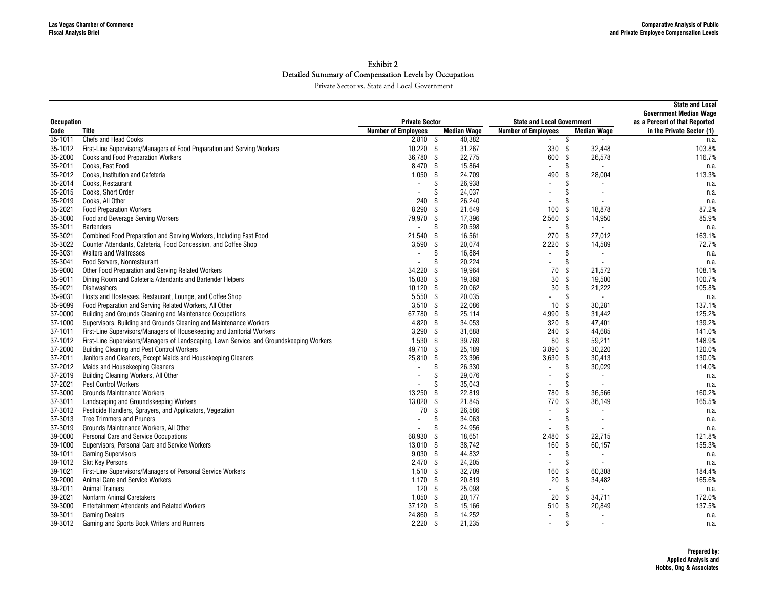# Exhibit 2

## Detailed Summary of Compensation Levels by Occupation

Private Sector vs. State and Local Government

| Occupation Code | Title | Private Sector | | State and Local Government | | State and Local Government Median Wage as a Percent of that Reported in the Private Sector (1) |
|---|---|---|---|---|---|---|
| | | Number of Employees | Median Wage | Number of Employees | Median Wage | |
| 35-1011 | Chefs and Head Cooks | 2,810 | $ 40,382 | - | $ - | n.a. |
| 35-1012 | First-Line Supervisors/Managers of Food Preparation and Serving Workers | 10,220 | $ 31,267 | 330 | $ 32,448 | 103.8% |
| 35-2000 | Cooks and Food Preparation Workers | 36,780 | $ 22,775 | 600 | $ 26,578 | 116.7% |
| 35-2011 | Cooks, Fast Food | 8,470 | $ 15,864 | - | $ - | n.a. |
| 35-2012 | Cooks, Institution and Cafeteria | 1,050 | $ 24,709 | 490 | $ 28,004 | 113.3% |
| 35-2014 | Cooks, Restaurant | - | $ 26,938 | - | $ - | n.a. |
| 35-2015 | Cooks, Short Order | - | $ 24,037 | - | $ - | n.a. |
| 35-2019 | Cooks, All Other | 240 | $ 26,240 | - | $ - | n.a. |
| 35-2021 | Food Preparation Workers | 8,290 | $ 21,649 | 100 | $ 18,878 | 87.2% |
| 35-3000 | Food and Beverage Serving Workers | 79,970 | $ 17,396 | 2,560 | $ 14,950 | 85.9% |
| 35-3011 | Bartenders | - | $ 20,598 | - | $ - | n.a. |
| 35-3021 | Combined Food Preparation and Serving Workers, Including Fast Food | 21,540 | $ 16,561 | 270 | $ 27,012 | 163.1% |
| 35-3022 | Counter Attendants, Cafeteria, Food Concession, and Coffee Shop | 3,590 | $ 20,074 | 2,220 | $ 14,589 | 72.7% |
| 35-3031 | Waiters and Waitresses | - | $ 16,884 | - | $ - | n.a. |
| 35-3041 | Food Servers, Nonrestaurant | - | $ 20,224 | - | $ - | n.a. |
| 35-9000 | Other Food Preparation and Serving Related Workers | 34,220 | $ 19,964 | 70 | $ 21,572 | 108.1% |
| 35-9011 | Dining Room and Cafeteria Attendants and Bartender Helpers | 15,030 | $ 19,368 | 30 | $ 19,500 | 100.7% |
| 35-9021 | Dishwashers | 10,120 | $ 20,062 | 30 | $ 21,222 | 105.8% |
| 35-9031 | Hosts and Hostesses, Restaurant, Lounge, and Coffee Shop | 5,550 | $ 20,035 | - | $ - | n.a. |
| 35-9099 | Food Preparation and Serving Related Workers, All Other | 3,510 | $ 22,086 | 10 | $ 30,281 | 137.1% |
| 37-0000 | Building and Grounds Cleaning and Maintenance Occupations | 67,780 | $ 25,114 | 4,990 | $ 31,442 | 125.2% |
| 37-1000 | Supervisors, Building and Grounds Cleaning and Maintenance Workers | 4,820 | $ 34,053 | 320 | $ 47,401 | 139.2% |
| 37-1011 | First-Line Supervisors/Managers of Housekeeping and Janitorial Workers | 3,290 | $ 31,688 | 240 | $ 44,685 | 141.0% |
| 37-1012 | First-Line Supervisors/Managers of Landscaping, Lawn Service, and Groundskeeping Workers | 1,530 | $ 39,769 | 80 | $ 59,211 | 148.9% |
| 37-2000 | Building Cleaning and Pest Control Workers | 49,710 | $ 25,189 | 3,890 | $ 30,220 | 120.0% |
| 37-2011 | Janitors and Cleaners, Except Maids and Housekeeping Cleaners | 25,810 | $ 23,396 | 3,630 | $ 30,413 | 130.0% |
| 37-2012 | Maids and Housekeeping Cleaners | - | $ 26,330 | - | $ 30,029 | 114.0% |
| 37-2019 | Building Cleaning Workers, All Other | - | $ 29,076 | - | $ - | n.a. |
| 37-2021 | Pest Control Workers | - | $ 35,043 | - | $ - | n.a. |
| 37-3000 | Grounds Maintenance Workers | 13,250 | $ 22,819 | 780 | $ 36,566 | 160.2% |
| 37-3011 | Landscaping and Groundskeeping Workers | 13,020 | $ 21,845 | 770 | $ 36,149 | 165.5% |
| 37-3012 | Pesticide Handlers, Sprayers, and Applicators, Vegetation | 70 | $ 26,586 | - | $ - | n.a. |
| 37-3013 | Tree Trimmers and Pruners | - | $ 34,063 | - | $ - | n.a. |
| 37-3019 | Grounds Maintenance Workers, All Other | - | $ 24,956 | - | $ - | n.a. |
| 39-0000 | Personal Care and Service Occupations | 68,930 | $ 18,651 | 2,480 | $ 22,715 | 121.8% |
| 39-1000 | Supervisors, Personal Care and Service Workers | 13,010 | $ 38,742 | 160 | $ 60,157 | 155.3% |
| 39-1011 | Gaming Supervisors | 9,030 | $ 44,832 | - | $ - | n.a. |
| 39-1012 | Slot Key Persons | 2,470 | $ 24,205 | - | $ - | n.a. |
| 39-1021 | First-Line Supervisors/Managers of Personal Service Workers | 1,510 | $ 32,709 | 160 | $ 60,308 | 184.4% |
| 39-2000 | Animal Care and Service Workers | 1,170 | $ 20,819 | 20 | $ 34,482 | 165.6% |
| 39-2011 | Animal Trainers | 120 | $ 25,098 | - | $ - | n.a. |
| 39-2021 | Nonfarm Animal Caretakers | 1,050 | $ 20,177 | 20 | $ 34,711 | 172.0% |
| 39-3000 | Entertainment Attendants and Related Workers | 37,120 | $ 15,166 | 510 | $ 20,849 | 137.5% |
| 39-3011 | Gaming Dealers | 24,860 | $ 14,252 | - | $ - | n.a. |
| 39-3012 | Gaming and Sports Book Writers and Runners | 2,220 | $ 21,235 | - | $ - | n.a. |

**Prepared by: Applied Analysis and Hobbs, Ong & Associates**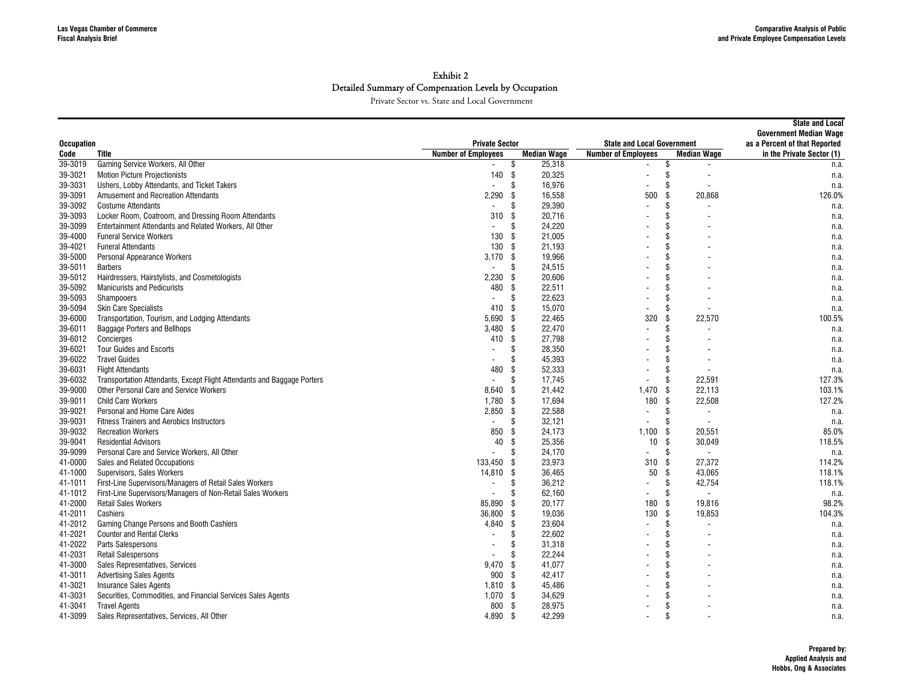# Exhibit 2

## Detailed Summary of Compensation Levels by Occupation

Private Sector vs. State and Local Government

| Occupation Code | Title | Private Sector Number of Employees | Private Sector Median Wage | State and Local Government Number of Employees | State and Local Government Median Wage | State and Local Government Median Wage as a Percent of that Reported in the Private Sector (1) |
|---|---|---|---|---|---|---|
| 39-3019 | Gaming Service Workers, All Other | - | $ 25,318 | - | $ - | n.a. |
| 39-3021 | Motion Picture Projectionists | 140 | $ 20,325 | - | $ - | n.a. |
| 39-3031 | Ushers, Lobby Attendants, and Ticket Takers | - | $ 16,976 | - | $ - | n.a. |
| 39-3091 | Amusement and Recreation Attendants | 2,290 | $ 16,558 | 500 | $ 20,868 | 126.0% |
| 39-3092 | Costume Attendants | - | $ 29,390 | - | $ - | n.a. |
| 39-3093 | Locker Room, Coatroom, and Dressing Room Attendants | 310 | $ 20,716 | - | $ - | n.a. |
| 39-3099 | Entertainment Attendants and Related Workers, All Other | - | $ 24,220 | - | $ - | n.a. |
| 39-4000 | Funeral Service Workers | 130 | $ 21,005 | - | $ - | n.a. |
| 39-4021 | Funeral Attendants | 130 | $ 21,193 | - | $ - | n.a. |
| 39-5000 | Personal Appearance Workers | 3,170 | $ 19,966 | - | $ - | n.a. |
| 39-5011 | Barbers | - | $ 24,515 | - | $ - | n.a. |
| 39-5012 | Hairdressers, Hairstylists, and Cosmetologists | 2,230 | $ 20,606 | - | $ - | n.a. |
| 39-5092 | Manicurists and Pedicurists | 480 | $ 22,511 | - | $ - | n.a. |
| 39-5093 | Shampooers | - | $ 22,623 | - | $ - | n.a. |
| 39-5094 | Skin Care Specialists | 410 | $ 15,070 | - | $ - | n.a. |
| 39-6000 | Transportation, Tourism, and Lodging Attendants | 5,690 | $ 22,465 | 320 | $ 22,570 | 100.5% |
| 39-6011 | Baggage Porters and Bellhops | 3,480 | $ 22,470 | - | $ - | n.a. |
| 39-6012 | Concierges | 410 | $ 27,798 | - | $ - | n.a. |
| 39-6021 | Tour Guides and Escorts | - | $ 28,350 | - | $ - | n.a. |
| 39-6022 | Travel Guides | - | $ 45,393 | - | $ - | n.a. |
| 39-6031 | Flight Attendants | 480 | $ 52,333 | - | $ - | n.a. |
| 39-6032 | Transportation Attendants, Except Flight Attendants and Baggage Porters | - | $ 17,745 | - | $ 22,591 | 127.3% |
| 39-9000 | Other Personal Care and Service Workers | 8,640 | $ 21,442 | 1,470 | $ 22,113 | 103.1% |
| 39-9011 | Child Care Workers | 1,780 | $ 17,694 | 180 | $ 22,508 | 127.2% |
| 39-9021 | Personal and Home Care Aides | 2,850 | $ 22,588 | - | $ - | n.a. |
| 39-9031 | Fitness Trainers and Aerobics Instructors | - | $ 32,121 | - | $ - | n.a. |
| 39-9032 | Recreation Workers | 850 | $ 24,173 | 1,100 | $ 20,551 | 85.0% |
| 39-9041 | Residential Advisors | 40 | $ 25,356 | 10 | $ 30,049 | 118.5% |
| 39-9099 | Personal Care and Service Workers, All Other | - | $ 24,170 | - | $ - | n.a. |
| 41-0000 | Sales and Related Occupations | 133,450 | $ 23,973 | 310 | $ 27,372 | 114.2% |
| 41-1000 | Supervisors, Sales Workers | 14,810 | $ 36,465 | 50 | $ 43,065 | 118.1% |
| 41-1011 | First-Line Supervisors/Managers of Retail Sales Workers | - | $ 36,212 | - | $ 42,754 | 118.1% |
| 41-1012 | First-Line Supervisors/Managers of Non-Retail Sales Workers | - | $ 62,160 | - | $ - | n.a. |
| 41-2000 | Retail Sales Workers | 85,890 | $ 20,177 | 180 | $ 19,816 | 98.2% |
| 41-2011 | Cashiers | 36,800 | $ 19,036 | 130 | $ 19,853 | 104.3% |
| 41-2012 | Gaming Change Persons and Booth Cashiers | 4,840 | $ 23,604 | - | $ - | n.a. |
| 41-2021 | Counter and Rental Clerks | - | $ 22,602 | - | $ - | n.a. |
| 41-2022 | Parts Salespersons | - | $ 31,318 | - | $ - | n.a. |
| 41-2031 | Retail Salespersons | - | $ 22,244 | - | $ - | n.a. |
| 41-3000 | Sales Representatives, Services | 9,470 | $ 41,077 | - | $ - | n.a. |
| 41-3011 | Advertising Sales Agents | 900 | $ 42,417 | - | $ - | n.a. |
| 41-3021 | Insurance Sales Agents | 1,810 | $ 45,486 | - | $ - | n.a. |
| 41-3031 | Securities, Commodities, and Financial Services Sales Agents | 1,070 | $ 34,629 | - | $ - | n.a. |
| 41-3041 | Travel Agents | 800 | $ 28,975 | - | $ - | n.a. |
| 41-3099 | Sales Representatives, Services, All Other | 4,890 | $ 42,299 | - | $ - | n.a. |

**Prepared by:**
**Applied Analysis and**
**Hobbs, Ong & Associates**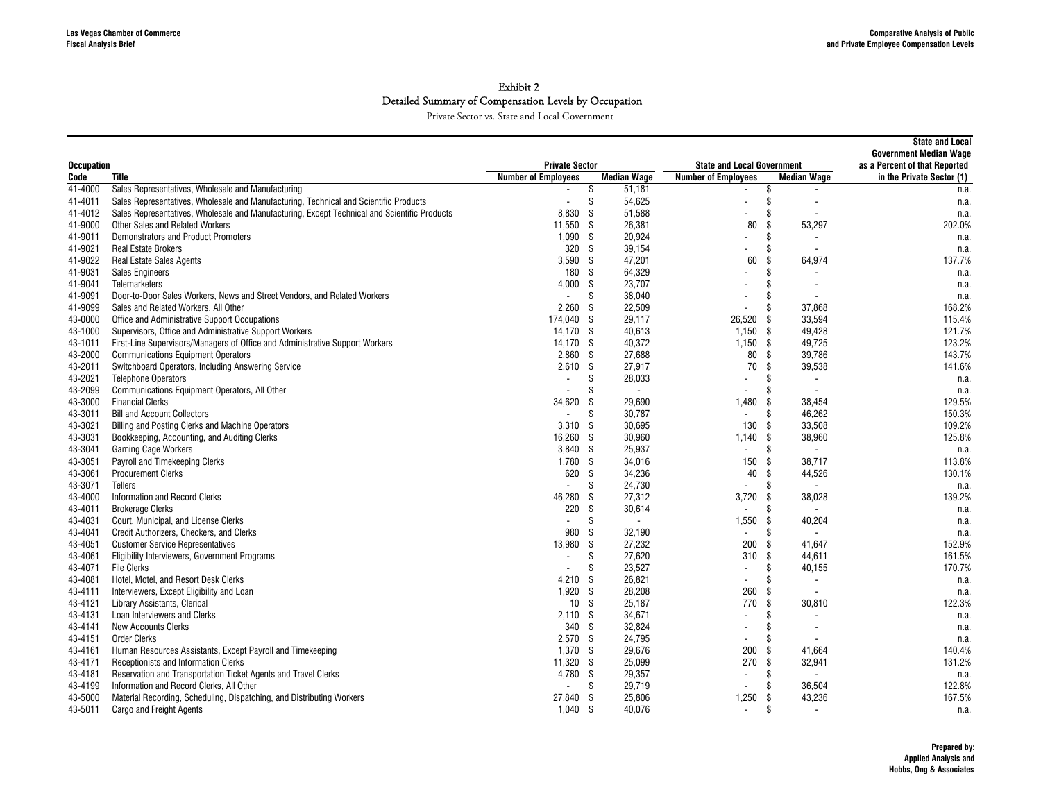# Exhibit 2
## Detailed Summary of Compensation Levels by Occupation

Private Sector vs. State and Local Government

| Occupation Code | Title | Private Sector Number of Employees | Private Sector Median Wage | State and Local Government Number of Employees | State and Local Government Median Wage | State and Local Government Median Wage as a Percent of that Reported in the Private Sector (1) |
|---|---|---|---|---|---|---|
| 41-4000 | Sales Representatives, Wholesale and Manufacturing | - | $ 51,181 | - | $ - | n.a. |
| 41-4011 | Sales Representatives, Wholesale and Manufacturing, Technical and Scientific Products | - | $ 54,625 | - | $ - | n.a. |
| 41-4012 | Sales Representatives, Wholesale and Manufacturing, Except Technical and Scientific Products | 8,830 | $ 51,588 | - | $ - | n.a. |
| 41-9000 | Other Sales and Related Workers | 11,550 | $ 26,381 | 80 | $ 53,297 | 202.0% |
| 41-9011 | Demonstrators and Product Promoters | 1,090 | $ 20,924 | - | $ - | n.a. |
| 41-9021 | Real Estate Brokers | 320 | $ 39,154 | - | $ - | n.a. |
| 41-9022 | Real Estate Sales Agents | 3,590 | $ 47,201 | 60 | $ 64,974 | 137.7% |
| 41-9031 | Sales Engineers | 180 | $ 64,329 | - | $ - | n.a. |
| 41-9041 | Telemarketers | 4,000 | $ 23,707 | - | $ - | n.a. |
| 41-9091 | Door-to-Door Sales Workers, News and Street Vendors, and Related Workers | - | $ 38,040 | - | $ - | n.a. |
| 41-9099 | Sales and Related Workers, All Other | 2,260 | $ 22,509 | - | $ 37,868 | 168.2% |
| 43-0000 | Office and Administrative Support Occupations | 174,040 | $ 29,117 | 26,520 | $ 33,594 | 115.4% |
| 43-1000 | Supervisors, Office and Administrative Support Workers | 14,170 | $ 40,613 | 1,150 | $ 49,428 | 121.7% |
| 43-1011 | First-Line Supervisors/Managers of Office and Administrative Support Workers | 14,170 | $ 40,372 | 1,150 | $ 49,725 | 123.2% |
| 43-2000 | Communications Equipment Operators | 2,860 | $ 27,688 | 80 | $ 39,786 | 143.7% |
| 43-2011 | Switchboard Operators, Including Answering Service | 2,610 | $ 27,917 | 70 | $ 39,538 | 141.6% |
| 43-2021 | Telephone Operators | - | $ 28,033 | - | $ - | n.a. |
| 43-2099 | Communications Equipment Operators, All Other | - | $ - | - | $ - | n.a. |
| 43-3000 | Financial Clerks | 34,620 | $ 29,690 | 1,480 | $ 38,454 | 129.5% |
| 43-3011 | Bill and Account Collectors | - | $ 30,787 | - | $ 46,262 | 150.3% |
| 43-3021 | Billing and Posting Clerks and Machine Operators | 3,310 | $ 30,695 | 130 | $ 33,508 | 109.2% |
| 43-3031 | Bookkeeping, Accounting, and Auditing Clerks | 16,260 | $ 30,960 | 1,140 | $ 38,960 | 125.8% |
| 43-3041 | Gaming Cage Workers | 3,840 | $ 25,937 | - | $ - | n.a. |
| 43-3051 | Payroll and Timekeeping Clerks | 1,780 | $ 34,016 | 150 | $ 38,717 | 113.8% |
| 43-3061 | Procurement Clerks | 620 | $ 34,236 | 40 | $ 44,526 | 130.1% |
| 43-3071 | Tellers | - | $ 24,730 | - | $ - | n.a. |
| 43-4000 | Information and Record Clerks | 46,280 | $ 27,312 | 3,720 | $ 38,028 | 139.2% |
| 43-4011 | Brokerage Clerks | 220 | $ 30,614 | - | $ - | n.a. |
| 43-4031 | Court, Municipal, and License Clerks | - | $ - | 1,550 | $ 40,204 | n.a. |
| 43-4041 | Credit Authorizers, Checkers, and Clerks | 980 | $ 32,190 | - | $ - | n.a. |
| 43-4051 | Customer Service Representatives | 13,980 | $ 27,232 | 200 | $ 41,647 | 152.9% |
| 43-4061 | Eligibility Interviewers, Government Programs | - | $ 27,620 | 310 | $ 44,611 | 161.5% |
| 43-4071 | File Clerks | - | $ 23,527 | - | $ 40,155 | 170.7% |
| 43-4081 | Hotel, Motel, and Resort Desk Clerks | 4,210 | $ 26,821 | - | $ - | n.a. |
| 43-4111 | Interviewers, Except Eligibility and Loan | 1,920 | $ 28,208 | 260 | $ - | n.a. |
| 43-4121 | Library Assistants, Clerical | 10 | $ 25,187 | 770 | $ 30,810 | 122.3% |
| 43-4131 | Loan Interviewers and Clerks | 2,110 | $ 34,671 | - | $ - | n.a. |
| 43-4141 | New Accounts Clerks | 340 | $ 32,824 | - | $ - | n.a. |
| 43-4151 | Order Clerks | 2,570 | $ 24,795 | - | $ - | n.a. |
| 43-4161 | Human Resources Assistants, Except Payroll and Timekeeping | 1,370 | $ 29,676 | 200 | $ 41,664 | 140.4% |
| 43-4171 | Receptionists and Information Clerks | 11,320 | $ 25,099 | 270 | $ 32,941 | 131.2% |
| 43-4181 | Reservation and Transportation Ticket Agents and Travel Clerks | 4,780 | $ 29,357 | - | $ - | n.a. |
| 43-4199 | Information and Record Clerks, All Other | - | $ 29,719 | - | $ 36,504 | 122.8% |
| 43-5000 | Material Recording, Scheduling, Dispatching, and Distributing Workers | 27,840 | $ 25,806 | 1,250 | $ 43,236 | 167.5% |
| 43-5011 | Cargo and Freight Agents | 1,040 | $ 40,076 | - | $ - | n.a. |

Prepared by:
Applied Analysis and
Hobbs, Ong & Associates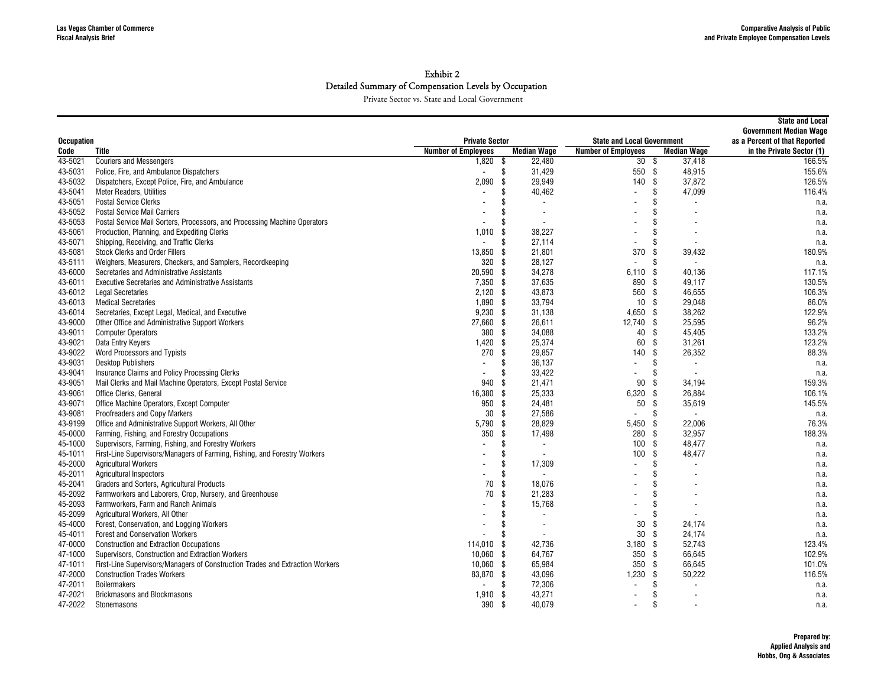# Exhibit 2
## Detailed Summary of Compensation Levels by Occupation
Private Sector vs. State and Local Government

| Occupation Code | Title | Private Sector Number of Employees | Private Sector Median Wage | State and Local Government Number of Employees | State and Local Government Median Wage | State and Local Government Median Wage as a Percent of that Reported in the Private Sector (1) |
|---|---|---|---|---|---|---|
| 43-5021 | Couriers and Messengers | 1,820 | $ 22,480 | 30 | $ 37,418 | 166.5% |
| 43-5031 | Police, Fire, and Ambulance Dispatchers | - | $ 31,429 | 550 | $ 48,915 | 155.6% |
| 43-5032 | Dispatchers, Except Police, Fire, and Ambulance | 2,090 | $ 29,949 | 140 | $ 37,872 | 126.5% |
| 43-5041 | Meter Readers, Utilities | - | $ 40,462 | - | $ 47,099 | 116.4% |
| 43-5051 | Postal Service Clerks | - | $ - | - | $ - | n.a. |
| 43-5052 | Postal Service Mail Carriers | - | $ - | - | $ - | n.a. |
| 43-5053 | Postal Service Mail Sorters, Processors, and Processing Machine Operators | - | $ - | - | $ - | n.a. |
| 43-5061 | Production, Planning, and Expediting Clerks | 1,010 | $ 38,227 | - | $ - | n.a. |
| 43-5071 | Shipping, Receiving, and Traffic Clerks | - | $ 27,114 | - | $ - | n.a. |
| 43-5081 | Stock Clerks and Order Fillers | 13,850 | $ 21,801 | 370 | $ 39,432 | 180.9% |
| 43-5111 | Weighers, Measurers, Checkers, and Samplers, Recordkeeping | 320 | $ 28,127 | - | $ - | n.a. |
| 43-6000 | Secretaries and Administrative Assistants | 20,590 | $ 34,278 | 6,110 | $ 40,136 | 117.1% |
| 43-6011 | Executive Secretaries and Administrative Assistants | 7,350 | $ 37,635 | 890 | $ 49,117 | 130.5% |
| 43-6012 | Legal Secretaries | 2,120 | $ 43,873 | 560 | $ 46,655 | 106.3% |
| 43-6013 | Medical Secretaries | 1,890 | $ 33,794 | 10 | $ 29,048 | 86.0% |
| 43-6014 | Secretaries, Except Legal, Medical, and Executive | 9,230 | $ 31,138 | 4,650 | $ 38,262 | 122.9% |
| 43-9000 | Other Office and Administrative Support Workers | 27,660 | $ 26,611 | 12,740 | $ 25,595 | 96.2% |
| 43-9011 | Computer Operators | 380 | $ 34,088 | 40 | $ 45,405 | 133.2% |
| 43-9021 | Data Entry Keyers | 1,420 | $ 25,374 | 60 | $ 31,261 | 123.2% |
| 43-9022 | Word Processors and Typists | 270 | $ 29,857 | 140 | $ 26,352 | 88.3% |
| 43-9031 | Desktop Publishers | - | $ 36,137 | - | $ - | n.a. |
| 43-9041 | Insurance Claims and Policy Processing Clerks | - | $ 33,422 | - | $ - | n.a. |
| 43-9051 | Mail Clerks and Mail Machine Operators, Except Postal Service | 940 | $ 21,471 | 90 | $ 34,194 | 159.3% |
| 43-9061 | Office Clerks, General | 16,380 | $ 25,333 | 6,320 | $ 26,884 | 106.1% |
| 43-9071 | Office Machine Operators, Except Computer | 950 | $ 24,481 | 50 | $ 35,619 | 145.5% |
| 43-9081 | Proofreaders and Copy Markers | 30 | $ 27,586 | - | $ - | n.a. |
| 43-9199 | Office and Administrative Support Workers, All Other | 5,790 | $ 28,829 | 5,450 | $ 22,006 | 76.3% |
| 45-0000 | Farming, Fishing, and Forestry Occupations | 350 | $ 17,498 | 280 | $ 32,957 | 188.3% |
| 45-1000 | Supervisors, Farming, Fishing, and Forestry Workers | - | $ - | 100 | $ 48,477 | n.a. |
| 45-1011 | First-Line Supervisors/Managers of Farming, Fishing, and Forestry Workers | - | $ - | 100 | $ 48,477 | n.a. |
| 45-2000 | Agricultural Workers | - | $ 17,309 | - | $ - | n.a. |
| 45-2011 | Agricultural Inspectors | - | $ - | - | $ - | n.a. |
| 45-2041 | Graders and Sorters, Agricultural Products | 70 | $ 18,076 | - | $ - | n.a. |
| 45-2092 | Farmworkers and Laborers, Crop, Nursery, and Greenhouse | 70 | $ 21,283 | - | $ - | n.a. |
| 45-2093 | Farmworkers, Farm and Ranch Animals | - | $ 15,768 | - | $ - | n.a. |
| 45-2099 | Agricultural Workers, All Other | - | $ - | - | $ - | n.a. |
| 45-4000 | Forest, Conservation, and Logging Workers | - | $ - | 30 | $ 24,174 | n.a. |
| 45-4011 | Forest and Conservation Workers | - | $ - | 30 | $ 24,174 | n.a. |
| 47-0000 | Construction and Extraction Occupations | 114,010 | $ 42,736 | 3,180 | $ 52,743 | 123.4% |
| 47-1000 | Supervisors, Construction and Extraction Workers | 10,060 | $ 64,767 | 350 | $ 66,645 | 102.9% |
| 47-1011 | First-Line Supervisors/Managers of Construction Trades and Extraction Workers | 10,060 | $ 65,984 | 350 | $ 66,645 | 101.0% |
| 47-2000 | Construction Trades Workers | 83,870 | $ 43,096 | 1,230 | $ 50,222 | 116.5% |
| 47-2011 | Boilermakers | - | $ 72,306 | - | $ - | n.a. |
| 47-2021 | Brickmasons and Blockmasons | 1,910 | $ 43,271 | - | $ - | n.a. |
| 47-2022 | Stonemasons | 390 | $ 40,079 | - | $ - | n.a. |

Prepared by:
Applied Analysis and
Hobbs, Ong & Associates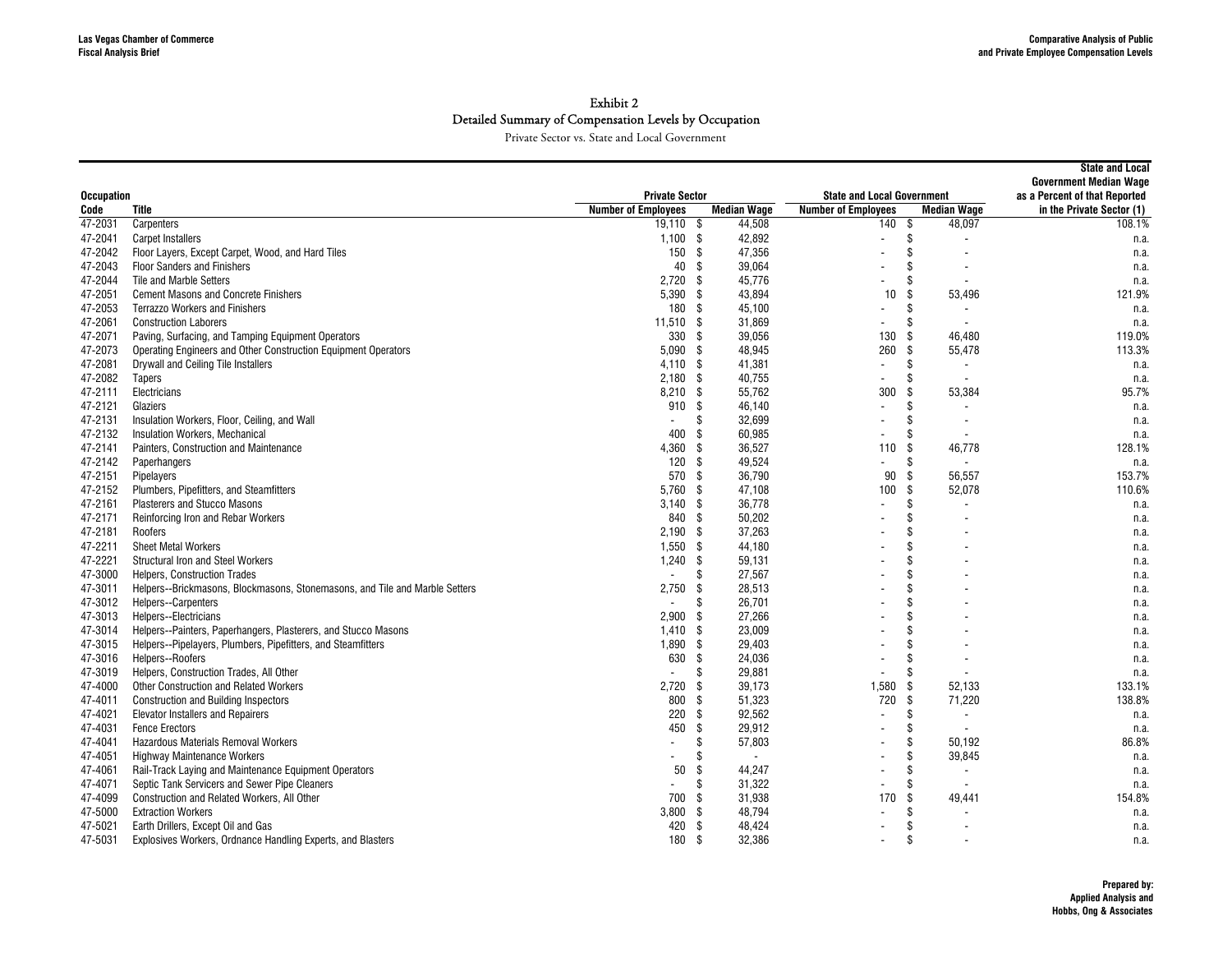# Exhibit 2

## Detailed Summary of Compensation Levels by Occupation

Private Sector vs. State and Local Government

| Occupation Code | Title | Private Sector Number of Employees | Private Sector Median Wage | State and Local Government Number of Employees | State and Local Government Median Wage | State and Local Government Median Wage as a Percent of that Reported in the Private Sector (1) |
|---|---|---|---|---|---|---|
| 47-2031 | Carpenters | 19,110 | $ 44,508 | 140 | $ 48,097 | 108.1% |
| 47-2041 | Carpet Installers | 1,100 | $ 42,892 | - | $ - | n.a. |
| 47-2042 | Floor Layers, Except Carpet, Wood, and Hard Tiles | 150 | $ 47,356 | - | $ - | n.a. |
| 47-2043 | Floor Sanders and Finishers | 40 | $ 39,064 | - | $ - | n.a. |
| 47-2044 | Tile and Marble Setters | 2,720 | $ 45,776 | - | $ - | n.a. |
| 47-2051 | Cement Masons and Concrete Finishers | 5,390 | $ 43,894 | 10 | $ 53,496 | 121.9% |
| 47-2053 | Terrazzo Workers and Finishers | 180 | $ 45,100 | - | $ - | n.a. |
| 47-2061 | Construction Laborers | 11,510 | $ 31,869 | - | $ - | n.a. |
| 47-2071 | Paving, Surfacing, and Tamping Equipment Operators | 330 | $ 39,056 | 130 | $ 46,480 | 119.0% |
| 47-2073 | Operating Engineers and Other Construction Equipment Operators | 5,090 | $ 48,945 | 260 | $ 55,478 | 113.3% |
| 47-2081 | Drywall and Ceiling Tile Installers | 4,110 | $ 41,381 | - | $ - | n.a. |
| 47-2082 | Tapers | 2,180 | $ 40,755 | - | $ - | n.a. |
| 47-2111 | Electricians | 8,210 | $ 55,762 | 300 | $ 53,384 | 95.7% |
| 47-2121 | Glaziers | 910 | $ 46,140 | - | $ - | n.a. |
| 47-2131 | Insulation Workers, Floor, Ceiling, and Wall | - | $ 32,699 | - | $ - | n.a. |
| 47-2132 | Insulation Workers, Mechanical | 400 | $ 60,985 | - | $ - | n.a. |
| 47-2141 | Painters, Construction and Maintenance | 4,360 | $ 36,527 | 110 | $ 46,778 | 128.1% |
| 47-2142 | Paperhangers | 120 | $ 49,524 | - | $ - | n.a. |
| 47-2151 | Pipelayers | 570 | $ 36,790 | 90 | $ 56,557 | 153.7% |
| 47-2152 | Plumbers, Pipefitters, and Steamfitters | 5,760 | $ 47,108 | 100 | $ 52,078 | 110.6% |
| 47-2161 | Plasterers and Stucco Masons | 3,140 | $ 36,778 | - | $ - | n.a. |
| 47-2171 | Reinforcing Iron and Rebar Workers | 840 | $ 50,202 | - | $ - | n.a. |
| 47-2181 | Roofers | 2,190 | $ 37,263 | - | $ - | n.a. |
| 47-2211 | Sheet Metal Workers | 1,550 | $ 44,180 | - | $ - | n.a. |
| 47-2221 | Structural Iron and Steel Workers | 1,240 | $ 59,131 | - | $ - | n.a. |
| 47-3000 | Helpers, Construction Trades | - | $ 27,567 | - | $ - | n.a. |
| 47-3011 | Helpers--Brickmasons, Blockmasons, Stonemasons, and Tile and Marble Setters | 2,750 | $ 28,513 | - | $ - | n.a. |
| 47-3012 | Helpers--Carpenters | - | $ 26,701 | - | $ - | n.a. |
| 47-3013 | Helpers--Electricians | 2,900 | $ 27,266 | - | $ - | n.a. |
| 47-3014 | Helpers--Painters, Paperhangers, Plasterers, and Stucco Masons | 1,410 | $ 23,009 | - | $ - | n.a. |
| 47-3015 | Helpers--Pipelayers, Plumbers, Pipefitters, and Steamfitters | 1,890 | $ 29,403 | - | $ - | n.a. |
| 47-3016 | Helpers--Roofers | 630 | $ 24,036 | - | $ - | n.a. |
| 47-3019 | Helpers, Construction Trades, All Other | - | $ 29,881 | - | $ - | n.a. |
| 47-4000 | Other Construction and Related Workers | 2,720 | $ 39,173 | 1,580 | $ 52,133 | 133.1% |
| 47-4011 | Construction and Building Inspectors | 800 | $ 51,323 | 720 | $ 71,220 | 138.8% |
| 47-4021 | Elevator Installers and Repairers | 220 | $ 92,562 | - | $ - | n.a. |
| 47-4031 | Fence Erectors | 450 | $ 29,912 | - | $ - | n.a. |
| 47-4041 | Hazardous Materials Removal Workers | - | $ 57,803 | - | $ 50,192 | 86.8% |
| 47-4051 | Highway Maintenance Workers | - | $ - | - | $ 39,845 | n.a. |
| 47-4061 | Rail-Track Laying and Maintenance Equipment Operators | 50 | $ 44,247 | - | $ - | n.a. |
| 47-4071 | Septic Tank Servicers and Sewer Pipe Cleaners | - | $ 31,322 | - | $ - | n.a. |
| 47-4099 | Construction and Related Workers, All Other | 700 | $ 31,938 | 170 | $ 49,441 | 154.8% |
| 47-5000 | Extraction Workers | 3,800 | $ 48,794 | - | $ - | n.a. |
| 47-5021 | Earth Drillers, Except Oil and Gas | 420 | $ 48,424 | - | $ - | n.a. |
| 47-5031 | Explosives Workers, Ordnance Handling Experts, and Blasters | 180 | $ 32,386 | - | $ - | n.a. |

**Prepared by:**
**Applied Analysis and**
**Hobbs, Ong & Associates**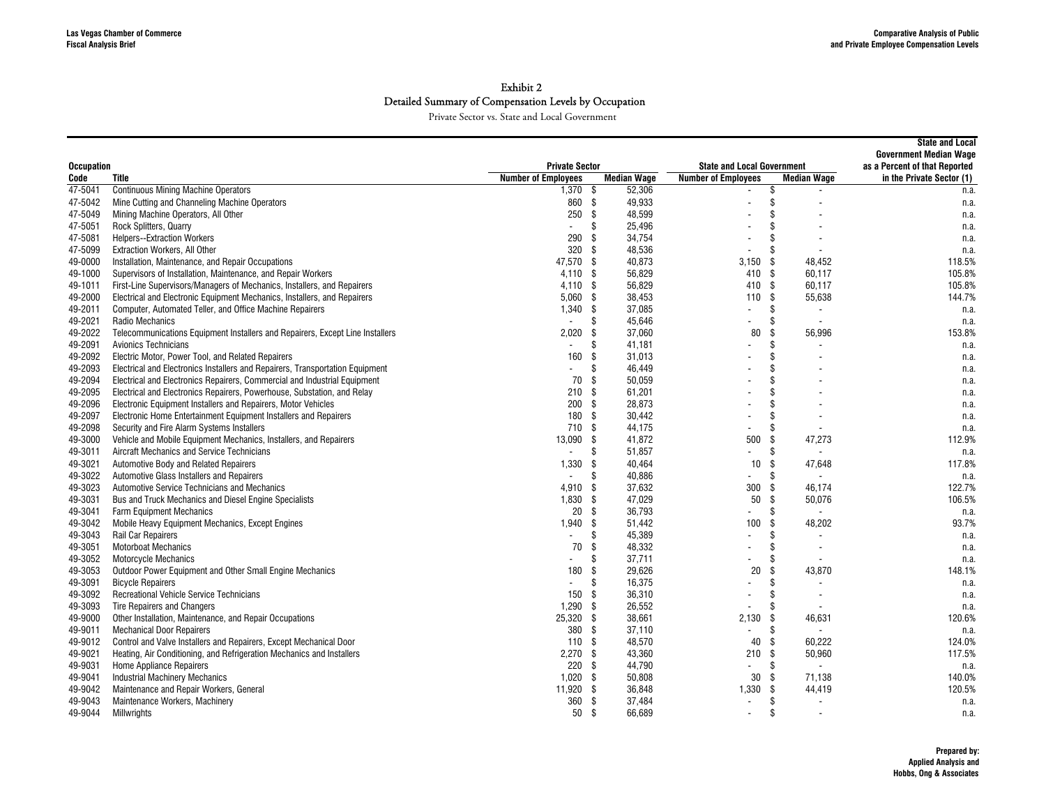Exhibit 2
Detailed Summary of Compensation Levels by Occupation
Private Sector vs. State and Local Government

| Occupation Code | Title | Private Sector Number of Employees | Private Sector Median Wage | State and Local Government Number of Employees | State and Local Government Median Wage | State and Local Government Median Wage as a Percent of that Reported in the Private Sector (1) |
|---|---|---|---|---|---|---|
| 47-5041 | Continuous Mining Machine Operators | 1,370 | $ 52,306 | - | $ - | n.a. |
| 47-5042 | Mine Cutting and Channeling Machine Operators | 860 | $ 49,933 | - | $ - | n.a. |
| 47-5049 | Mining Machine Operators, All Other | 250 | $ 48,599 | - | $ - | n.a. |
| 47-5051 | Rock Splitters, Quarry | - | $ 25,496 | - | $ - | n.a. |
| 47-5081 | Helpers--Extraction Workers | 290 | $ 34,754 | - | $ - | n.a. |
| 47-5099 | Extraction Workers, All Other | 320 | $ 48,536 | - | $ - | n.a. |
| 49-0000 | Installation, Maintenance, and Repair Occupations | 47,570 | $ 40,873 | 3,150 | $ 48,452 | 118.5% |
| 49-1000 | Supervisors of Installation, Maintenance, and Repair Workers | 4,110 | $ 56,829 | 410 | $ 60,117 | 105.8% |
| 49-1011 | First-Line Supervisors/Managers of Mechanics, Installers, and Repairers | 4,110 | $ 56,829 | 410 | $ 60,117 | 105.8% |
| 49-2000 | Electrical and Electronic Equipment Mechanics, Installers, and Repairers | 5,060 | $ 38,453 | 110 | $ 55,638 | 144.7% |
| 49-2011 | Computer, Automated Teller, and Office Machine Repairers | 1,340 | $ 37,085 | - | $ - | n.a. |
| 49-2021 | Radio Mechanics | - | $ 45,646 | - | $ - | n.a. |
| 49-2022 | Telecommunications Equipment Installers and Repairers, Except Line Installers | 2,020 | $ 37,060 | 80 | $ 56,996 | 153.8% |
| 49-2091 | Avionics Technicians | - | $ 41,181 | - | $ - | n.a. |
| 49-2092 | Electric Motor, Power Tool, and Related Repairers | 160 | $ 31,013 | - | $ - | n.a. |
| 49-2093 | Electrical and Electronics Installers and Repairers, Transportation Equipment | - | $ 46,449 | - | $ - | n.a. |
| 49-2094 | Electrical and Electronics Repairers, Commercial and Industrial Equipment | 70 | $ 50,059 | - | $ - | n.a. |
| 49-2095 | Electrical and Electronics Repairers, Powerhouse, Substation, and Relay | 210 | $ 61,201 | - | $ - | n.a. |
| 49-2096 | Electronic Equipment Installers and Repairers, Motor Vehicles | 200 | $ 28,873 | - | $ - | n.a. |
| 49-2097 | Electronic Home Entertainment Equipment Installers and Repairers | 180 | $ 30,442 | - | $ - | n.a. |
| 49-2098 | Security and Fire Alarm Systems Installers | 710 | $ 44,175 | - | $ - | n.a. |
| 49-3000 | Vehicle and Mobile Equipment Mechanics, Installers, and Repairers | 13,090 | $ 41,872 | 500 | $ 47,273 | 112.9% |
| 49-3011 | Aircraft Mechanics and Service Technicians | - | $ 51,857 | - | $ - | n.a. |
| 49-3021 | Automotive Body and Related Repairers | 1,330 | $ 40,464 | 10 | $ 47,648 | 117.8% |
| 49-3022 | Automotive Glass Installers and Repairers | - | $ 40,886 | - | $ - | n.a. |
| 49-3023 | Automotive Service Technicians and Mechanics | 4,910 | $ 37,632 | 300 | $ 46,174 | 122.7% |
| 49-3031 | Bus and Truck Mechanics and Diesel Engine Specialists | 1,830 | $ 47,029 | 50 | $ 50,076 | 106.5% |
| 49-3041 | Farm Equipment Mechanics | 20 | $ 36,793 | - | $ - | n.a. |
| 49-3042 | Mobile Heavy Equipment Mechanics, Except Engines | 1,940 | $ 51,442 | 100 | $ 48,202 | 93.7% |
| 49-3043 | Rail Car Repairers | - | $ 45,389 | - | $ - | n.a. |
| 49-3051 | Motorboat Mechanics | 70 | $ 48,332 | - | $ - | n.a. |
| 49-3052 | Motorcycle Mechanics | - | $ 37,711 | - | $ - | n.a. |
| 49-3053 | Outdoor Power Equipment and Other Small Engine Mechanics | 180 | $ 29,626 | 20 | $ 43,870 | 148.1% |
| 49-3091 | Bicycle Repairers | - | $ 16,375 | - | $ - | n.a. |
| 49-3092 | Recreational Vehicle Service Technicians | 150 | $ 36,310 | - | $ - | n.a. |
| 49-3093 | Tire Repairers and Changers | 1,290 | $ 26,552 | - | $ - | n.a. |
| 49-9000 | Other Installation, Maintenance, and Repair Occupations | 25,320 | $ 38,661 | 2,130 | $ 46,631 | 120.6% |
| 49-9011 | Mechanical Door Repairers | 380 | $ 37,110 | - | $ - | n.a. |
| 49-9012 | Control and Valve Installers and Repairers, Except Mechanical Door | 110 | $ 48,570 | 40 | $ 60,222 | 124.0% |
| 49-9021 | Heating, Air Conditioning, and Refrigeration Mechanics and Installers | 2,270 | $ 43,360 | 210 | $ 50,960 | 117.5% |
| 49-9031 | Home Appliance Repairers | 220 | $ 44,790 | - | $ - | n.a. |
| 49-9041 | Industrial Machinery Mechanics | 1,020 | $ 50,808 | 30 | $ 71,138 | 140.0% |
| 49-9042 | Maintenance and Repair Workers, General | 11,920 | $ 36,848 | 1,330 | $ 44,419 | 120.5% |
| 49-9043 | Maintenance Workers, Machinery | 360 | $ 37,484 | - | $ - | n.a. |
| 49-9044 | Millwrights | 50 | $ 66,689 | - | $ - | n.a. |

**Prepared by:**
**Applied Analysis and**
**Hobbs, Ong & Associates**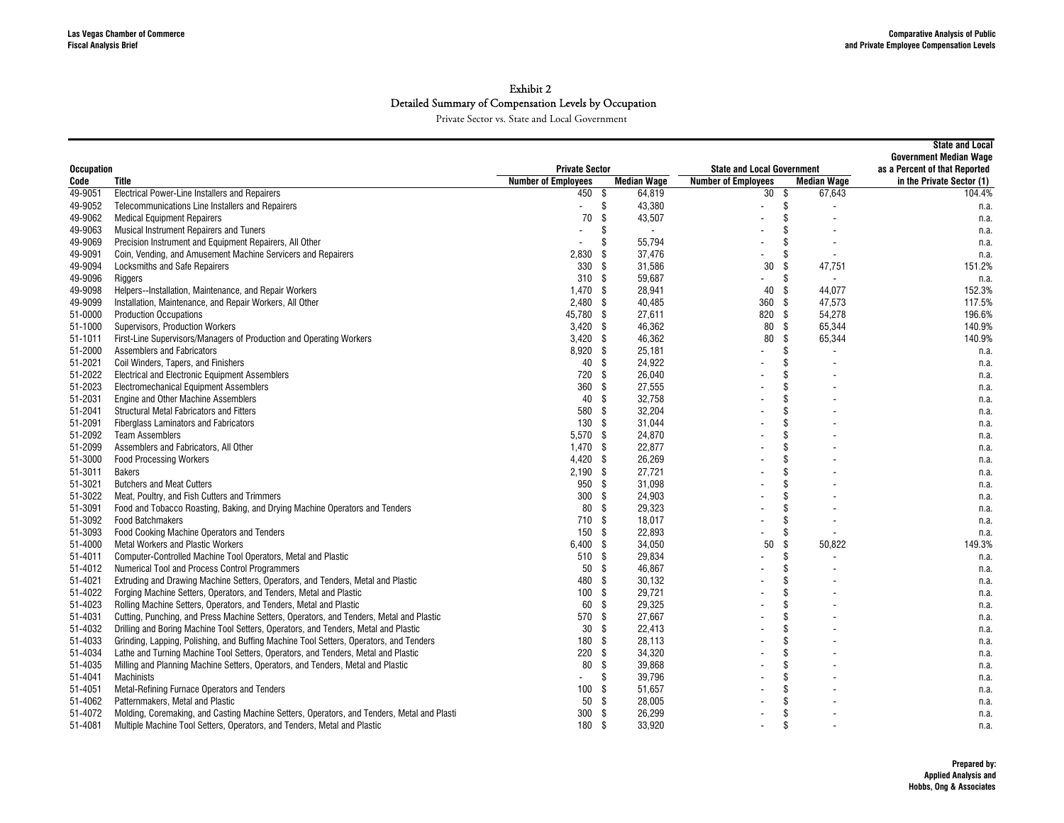## Exhibit 2

### Detailed Summary of Compensation Levels by Occupation

Private Sector vs. State and Local Government

| Occupation Code | Title | Private Sector | | State and Local Government | | State and Local Government Median Wage as a Percent of that Reported in the Private Sector (1) |
|---|---|---|---|---|---|---|
| | | Number of Employees | Median Wage | Number of Employees | Median Wage | |
| 49-9051 | Electrical Power-Line Installers and Repairers | 450 | $ 64,819 | 30 | $ 67,643 | 104.4% |
| 49-9052 | Telecommunications Line Installers and Repairers | - | $ 43,380 | - | $ - | n.a. |
| 49-9062 | Medical Equipment Repairers | 70 | $ 43,507 | - | $ - | n.a. |
| 49-9063 | Musical Instrument Repairers and Tuners | - | $ - | - | $ - | n.a. |
| 49-9069 | Precision Instrument and Equipment Repairers, All Other | - | $ 55,794 | - | $ - | n.a. |
| 49-9091 | Coin, Vending, and Amusement Machine Servicers and Repairers | 2,830 | $ 37,476 | - | $ - | n.a. |
| 49-9094 | Locksmiths and Safe Repairers | 330 | $ 31,586 | 30 | $ 47,751 | 151.2% |
| 49-9096 | Riggers | 310 | $ 59,687 | - | $ - | n.a. |
| 49-9098 | Helpers--Installation, Maintenance, and Repair Workers | 1,470 | $ 28,941 | 40 | $ 44,077 | 152.3% |
| 49-9099 | Installation, Maintenance, and Repair Workers, All Other | 2,480 | $ 40,485 | 360 | $ 47,573 | 117.5% |
| 51-0000 | Production Occupations | 45,780 | $ 27,611 | 820 | $ 54,278 | 196.6% |
| 51-1000 | Supervisors, Production Workers | 3,420 | $ 46,362 | 80 | $ 65,344 | 140.9% |
| 51-1011 | First-Line Supervisors/Managers of Production and Operating Workers | 3,420 | $ 46,362 | 80 | $ 65,344 | 140.9% |
| 51-2000 | Assemblers and Fabricators | 8,920 | $ 25,181 | - | $ - | n.a. |
| 51-2021 | Coil Winders, Tapers, and Finishers | 40 | $ 24,922 | - | $ - | n.a. |
| 51-2022 | Electrical and Electronic Equipment Assemblers | 720 | $ 26,040 | - | $ - | n.a. |
| 51-2023 | Electromechanical Equipment Assemblers | 360 | $ 27,555 | - | $ - | n.a. |
| 51-2031 | Engine and Other Machine Assemblers | 40 | $ 32,758 | - | $ - | n.a. |
| 51-2041 | Structural Metal Fabricators and Fitters | 580 | $ 32,204 | - | $ - | n.a. |
| 51-2091 | Fiberglass Laminators and Fabricators | 130 | $ 31,044 | - | $ - | n.a. |
| 51-2092 | Team Assemblers | 5,570 | $ 24,870 | - | $ - | n.a. |
| 51-2099 | Assemblers and Fabricators, All Other | 1,470 | $ 22,877 | - | $ - | n.a. |
| 51-3000 | Food Processing Workers | 4,420 | $ 26,269 | - | $ - | n.a. |
| 51-3011 | Bakers | 2,190 | $ 27,721 | - | $ - | n.a. |
| 51-3021 | Butchers and Meat Cutters | 950 | $ 31,098 | - | $ - | n.a. |
| 51-3022 | Meat, Poultry, and Fish Cutters and Trimmers | 300 | $ 24,903 | - | $ - | n.a. |
| 51-3091 | Food and Tobacco Roasting, Baking, and Drying Machine Operators and Tenders | 80 | $ 29,323 | - | $ - | n.a. |
| 51-3092 | Food Batchmakers | 710 | $ 18,017 | - | $ - | n.a. |
| 51-3093 | Food Cooking Machine Operators and Tenders | 150 | $ 22,893 | - | $ - | n.a. |
| 51-4000 | Metal Workers and Plastic Workers | 6,400 | $ 34,050 | 50 | $ 50,822 | 149.3% |
| 51-4011 | Computer-Controlled Machine Tool Operators, Metal and Plastic | 510 | $ 29,834 | - | $ - | n.a. |
| 51-4012 | Numerical Tool and Process Control Programmers | 50 | $ 46,867 | - | $ - | n.a. |
| 51-4021 | Extruding and Drawing Machine Setters, Operators, and Tenders, Metal and Plastic | 480 | $ 30,132 | - | $ - | n.a. |
| 51-4022 | Forging Machine Setters, Operators, and Tenders, Metal and Plastic | 100 | $ 29,721 | - | $ - | n.a. |
| 51-4023 | Rolling Machine Setters, Operators, and Tenders, Metal and Plastic | 60 | $ 29,325 | - | $ - | n.a. |
| 51-4031 | Cutting, Punching, and Press Machine Setters, Operators, and Tenders, Metal and Plastic | 570 | $ 27,667 | - | $ - | n.a. |
| 51-4032 | Drilling and Boring Machine Tool Setters, Operators, and Tenders, Metal and Plastic | 30 | $ 22,413 | - | $ - | n.a. |
| 51-4033 | Grinding, Lapping, Polishing, and Buffing Machine Tool Setters, Operators, and Tenders | 180 | $ 28,113 | - | $ - | n.a. |
| 51-4034 | Lathe and Turning Machine Tool Setters, Operators, and Tenders, Metal and Plastic | 220 | $ 34,320 | - | $ - | n.a. |
| 51-4035 | Milling and Planning Machine Setters, Operators, and Tenders, Metal and Plastic | 80 | $ 39,868 | - | $ - | n.a. |
| 51-4041 | Machinists | - | $ 39,796 | - | $ - | n.a. |
| 51-4051 | Metal-Refining Furnace Operators and Tenders | 100 | $ 51,657 | - | $ - | n.a. |
| 51-4062 | Patternmakers, Metal and Plastic | 50 | $ 28,005 | - | $ - | n.a. |
| 51-4072 | Molding, Coremaking, and Casting Machine Setters, Operators, and Tenders, Metal and Plasti | 300 | $ 26,299 | - | $ - | n.a. |
| 51-4081 | Multiple Machine Tool Setters, Operators, and Tenders, Metal and Plastic | 180 | $ 33,920 | - | $ - | n.a. |

**Prepared by:**
**Applied Analysis and**
**Hobbs, Ong & Associates**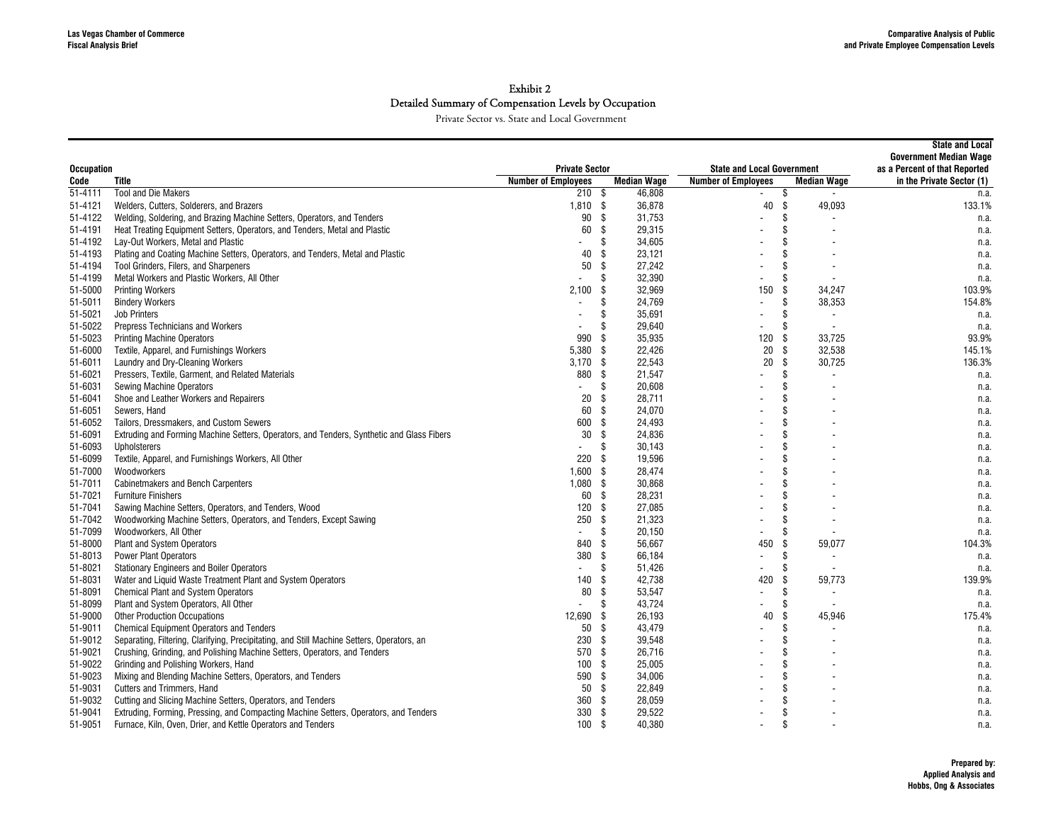## Exhibit 2
### Detailed Summary of Compensation Levels by Occupation
Private Sector vs. State and Local Government

| Occupation Code | Title | Private Sector Number of Employees | Private Sector Median Wage | State and Local Government Number of Employees | State and Local Government Median Wage | State and Local Government Median Wage as a Percent of that Reported in the Private Sector (1) |
|---|---|---|---|---|---|---|
| 51-4111 | Tool and Die Makers | 210 | $ 46,808 | - | $ - | n.a. |
| 51-4121 | Welders, Cutters, Solderers, and Brazers | 1,810 | $ 36,878 | 40 | $ 49,093 | 133.1% |
| 51-4122 | Welding, Soldering, and Brazing Machine Setters, Operators, and Tenders | 90 | $ 31,753 | - | $ - | n.a. |
| 51-4191 | Heat Treating Equipment Setters, Operators, and Tenders, Metal and Plastic | 60 | $ 29,315 | - | $ - | n.a. |
| 51-4192 | Lay-Out Workers, Metal and Plastic | - | $ 34,605 | - | $ - | n.a. |
| 51-4193 | Plating and Coating Machine Setters, Operators, and Tenders, Metal and Plastic | 40 | $ 23,121 | - | $ - | n.a. |
| 51-4194 | Tool Grinders, Filers, and Sharpeners | 50 | $ 27,242 | - | $ - | n.a. |
| 51-4199 | Metal Workers and Plastic Workers, All Other | - | $ 32,390 | - | $ - | n.a. |
| 51-5000 | Printing Workers | 2,100 | $ 32,969 | 150 | $ 34,247 | 103.9% |
| 51-5011 | Bindery Workers | - | $ 24,769 | - | $ 38,353 | 154.8% |
| 51-5021 | Job Printers | - | $ 35,691 | - | $ - | n.a. |
| 51-5022 | Prepress Technicians and Workers | - | $ 29,640 | - | $ - | n.a. |
| 51-5023 | Printing Machine Operators | 990 | $ 35,935 | 120 | $ 33,725 | 93.9% |
| 51-6000 | Textile, Apparel, and Furnishings Workers | 5,380 | $ 22,426 | 20 | $ 32,538 | 145.1% |
| 51-6011 | Laundry and Dry-Cleaning Workers | 3,170 | $ 22,543 | 20 | $ 30,725 | 136.3% |
| 51-6021 | Pressers, Textile, Garment, and Related Materials | 880 | $ 21,547 | - | $ - | n.a. |
| 51-6031 | Sewing Machine Operators | - | $ 20,608 | - | $ - | n.a. |
| 51-6041 | Shoe and Leather Workers and Repairers | 20 | $ 28,711 | - | $ - | n.a. |
| 51-6051 | Sewers, Hand | 60 | $ 24,070 | - | $ - | n.a. |
| 51-6052 | Tailors, Dressmakers, and Custom Sewers | 600 | $ 24,493 | - | $ - | n.a. |
| 51-6091 | Extruding and Forming Machine Setters, Operators, and Tenders, Synthetic and Glass Fibers | 30 | $ 24,836 | - | $ - | n.a. |
| 51-6093 | Upholsterers | - | $ 30,143 | - | $ - | n.a. |
| 51-6099 | Textile, Apparel, and Furnishings Workers, All Other | 220 | $ 19,596 | - | $ - | n.a. |
| 51-7000 | Woodworkers | 1,600 | $ 28,474 | - | $ - | n.a. |
| 51-7011 | Cabinetmakers and Bench Carpenters | 1,080 | $ 30,868 | - | $ - | n.a. |
| 51-7021 | Furniture Finishers | 60 | $ 28,231 | - | $ - | n.a. |
| 51-7041 | Sawing Machine Setters, Operators, and Tenders, Wood | 120 | $ 27,085 | - | $ - | n.a. |
| 51-7042 | Woodworking Machine Setters, Operators, and Tenders, Except Sawing | 250 | $ 21,323 | - | $ - | n.a. |
| 51-7099 | Woodworkers, All Other | - | $ 20,150 | - | $ - | n.a. |
| 51-8000 | Plant and System Operators | 840 | $ 56,667 | 450 | $ 59,077 | 104.3% |
| 51-8013 | Power Plant Operators | 380 | $ 66,184 | - | $ - | n.a. |
| 51-8021 | Stationary Engineers and Boiler Operators | - | $ 51,426 | - | $ - | n.a. |
| 51-8031 | Water and Liquid Waste Treatment Plant and System Operators | 140 | $ 42,738 | 420 | $ 59,773 | 139.9% |
| 51-8091 | Chemical Plant and System Operators | 80 | $ 53,547 | - | $ - | n.a. |
| 51-8099 | Plant and System Operators, All Other | - | $ 43,724 | - | $ - | n.a. |
| 51-9000 | Other Production Occupations | 12,690 | $ 26,193 | 40 | $ 45,946 | 175.4% |
| 51-9011 | Chemical Equipment Operators and Tenders | 50 | $ 43,479 | - | $ - | n.a. |
| 51-9012 | Separating, Filtering, Clarifying, Precipitating, and Still Machine Setters, Operators, an | 230 | $ 39,548 | - | $ - | n.a. |
| 51-9021 | Crushing, Grinding, and Polishing Machine Setters, Operators, and Tenders | 570 | $ 26,716 | - | $ - | n.a. |
| 51-9022 | Grinding and Polishing Workers, Hand | 100 | $ 25,005 | - | $ - | n.a. |
| 51-9023 | Mixing and Blending Machine Setters, Operators, and Tenders | 590 | $ 34,006 | - | $ - | n.a. |
| 51-9031 | Cutters and Trimmers, Hand | 50 | $ 22,849 | - | $ - | n.a. |
| 51-9032 | Cutting and Slicing Machine Setters, Operators, and Tenders | 360 | $ 28,059 | - | $ - | n.a. |
| 51-9041 | Extruding, Forming, Pressing, and Compacting Machine Setters, Operators, and Tenders | 330 | $ 29,522 | - | $ - | n.a. |
| 51-9051 | Furnace, Kiln, Oven, Drier, and Kettle Operators and Tenders | 100 | $ 40,380 | - | $ - | n.a. |

**Prepared by:**
**Applied Analysis and**
**Hobbs, Ong & Associates**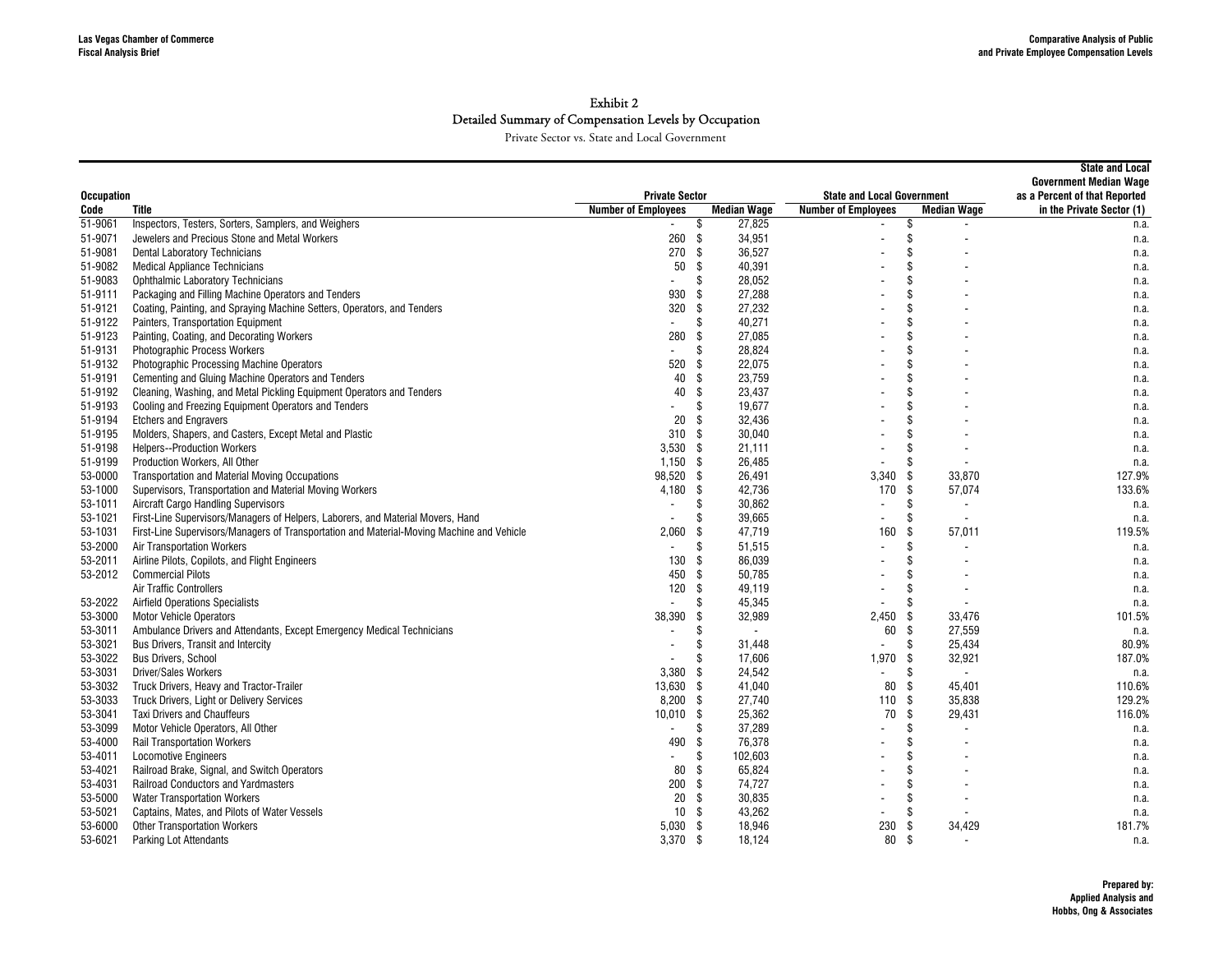## Exhibit 2
## Detailed Summary of Compensation Levels by Occupation
Private Sector vs. State and Local Government

| Occupation | | Private Sector | | State and Local Government | | State and Local Government Median Wage as a Percent of that Reported in the Private Sector (1) |
|---|---|---|---|---|---|---|
| Code | Title | Number of Employees | Median Wage | Number of Employees | Median Wage | |
| 51-9061 | Inspectors, Testers, Sorters, Samplers, and Weighers | - | $ 27,825 | - | $ - | n.a. |
| 51-9071 | Jewelers and Precious Stone and Metal Workers | 260 | $ 34,951 | - | $ - | n.a. |
| 51-9081 | Dental Laboratory Technicians | 270 | $ 36,527 | - | $ - | n.a. |
| 51-9082 | Medical Appliance Technicians | 50 | $ 40,391 | - | $ - | n.a. |
| 51-9083 | Ophthalmic Laboratory Technicians | - | $ 28,052 | - | $ - | n.a. |
| 51-9111 | Packaging and Filling Machine Operators and Tenders | 930 | $ 27,288 | - | $ - | n.a. |
| 51-9121 | Coating, Painting, and Spraying Machine Setters, Operators, and Tenders | 320 | $ 27,232 | - | $ - | n.a. |
| 51-9122 | Painters, Transportation Equipment | - | $ 40,271 | - | $ - | n.a. |
| 51-9123 | Painting, Coating, and Decorating Workers | 280 | $ 27,085 | - | $ - | n.a. |
| 51-9131 | Photographic Process Workers | - | $ 28,824 | - | $ - | n.a. |
| 51-9132 | Photographic Processing Machine Operators | 520 | $ 22,075 | - | $ - | n.a. |
| 51-9191 | Cementing and Gluing Machine Operators and Tenders | 40 | $ 23,759 | - | $ - | n.a. |
| 51-9192 | Cleaning, Washing, and Metal Pickling Equipment Operators and Tenders | 40 | $ 23,437 | - | $ - | n.a. |
| 51-9193 | Cooling and Freezing Equipment Operators and Tenders | - | $ 19,677 | - | $ - | n.a. |
| 51-9194 | Etchers and Engravers | 20 | $ 32,436 | - | $ - | n.a. |
| 51-9195 | Molders, Shapers, and Casters, Except Metal and Plastic | 310 | $ 30,040 | - | $ - | n.a. |
| 51-9198 | Helpers--Production Workers | 3,530 | $ 21,111 | - | $ - | n.a. |
| 51-9199 | Production Workers, All Other | 1,150 | $ 26,485 | - | $ - | n.a. |
| 53-0000 | Transportation and Material Moving Occupations | 98,520 | $ 26,491 | 3,340 | $ 33,870 | 127.9% |
| 53-1000 | Supervisors, Transportation and Material Moving Workers | 4,180 | $ 42,736 | 170 | $ 57,074 | 133.6% |
| 53-1011 | Aircraft Cargo Handling Supervisors | - | $ 30,862 | - | $ - | n.a. |
| 53-1021 | First-Line Supervisors/Managers of Helpers, Laborers, and Material Movers, Hand | - | $ 39,665 | - | $ - | n.a. |
| 53-1031 | First-Line Supervisors/Managers of Transportation and Material-Moving Machine and Vehicle | 2,060 | $ 47,719 | 160 | $ 57,011 | 119.5% |
| 53-2000 | Air Transportation Workers | - | $ 51,515 | - | $ - | n.a. |
| 53-2011 | Airline Pilots, Copilots, and Flight Engineers | 130 | $ 86,039 | - | $ - | n.a. |
| 53-2012 | Commercial Pilots | 450 | $ 50,785 | - | $ - | n.a. |
| | Air Traffic Controllers | 120 | $ 49,119 | - | $ - | n.a. |
| 53-2022 | Airfield Operations Specialists | - | $ 45,345 | - | $ - | n.a. |
| 53-3000 | Motor Vehicle Operators | 38,390 | $ 32,989 | 2,450 | $ 33,476 | 101.5% |
| 53-3011 | Ambulance Drivers and Attendants, Except Emergency Medical Technicians | - | $ - | 60 | $ 27,559 | n.a. |
| 53-3021 | Bus Drivers, Transit and Intercity | - | $ 31,448 | - | $ 25,434 | 80.9% |
| 53-3022 | Bus Drivers, School | - | $ 17,606 | 1,970 | $ 32,921 | 187.0% |
| 53-3031 | Driver/Sales Workers | 3,380 | $ 24,542 | - | $ - | n.a. |
| 53-3032 | Truck Drivers, Heavy and Tractor-Trailer | 13,630 | $ 41,040 | 80 | $ 45,401 | 110.6% |
| 53-3033 | Truck Drivers, Light or Delivery Services | 8,200 | $ 27,740 | 110 | $ 35,838 | 129.2% |
| 53-3041 | Taxi Drivers and Chauffeurs | 10,010 | $ 25,362 | 70 | $ 29,431 | 116.0% |
| 53-3099 | Motor Vehicle Operators, All Other | - | $ 37,289 | - | $ - | n.a. |
| 53-4000 | Rail Transportation Workers | 490 | $ 76,378 | - | $ - | n.a. |
| 53-4011 | Locomotive Engineers | - | $ 102,603 | - | $ - | n.a. |
| 53-4021 | Railroad Brake, Signal, and Switch Operators | 80 | $ 65,824 | - | $ - | n.a. |
| 53-4031 | Railroad Conductors and Yardmasters | 200 | $ 74,727 | - | $ - | n.a. |
| 53-5000 | Water Transportation Workers | 20 | $ 30,835 | - | $ - | n.a. |
| 53-5021 | Captains, Mates, and Pilots of Water Vessels | 10 | $ 43,262 | - | $ - | n.a. |
| 53-6000 | Other Transportation Workers | 5,030 | $ 18,946 | 230 | $ 34,429 | 181.7% |
| 53-6021 | Parking Lot Attendants | 3,370 | $ 18,124 | 80 | $ - | n.a. |

Prepared by:
Applied Analysis and
Hobbs, Ong & Associates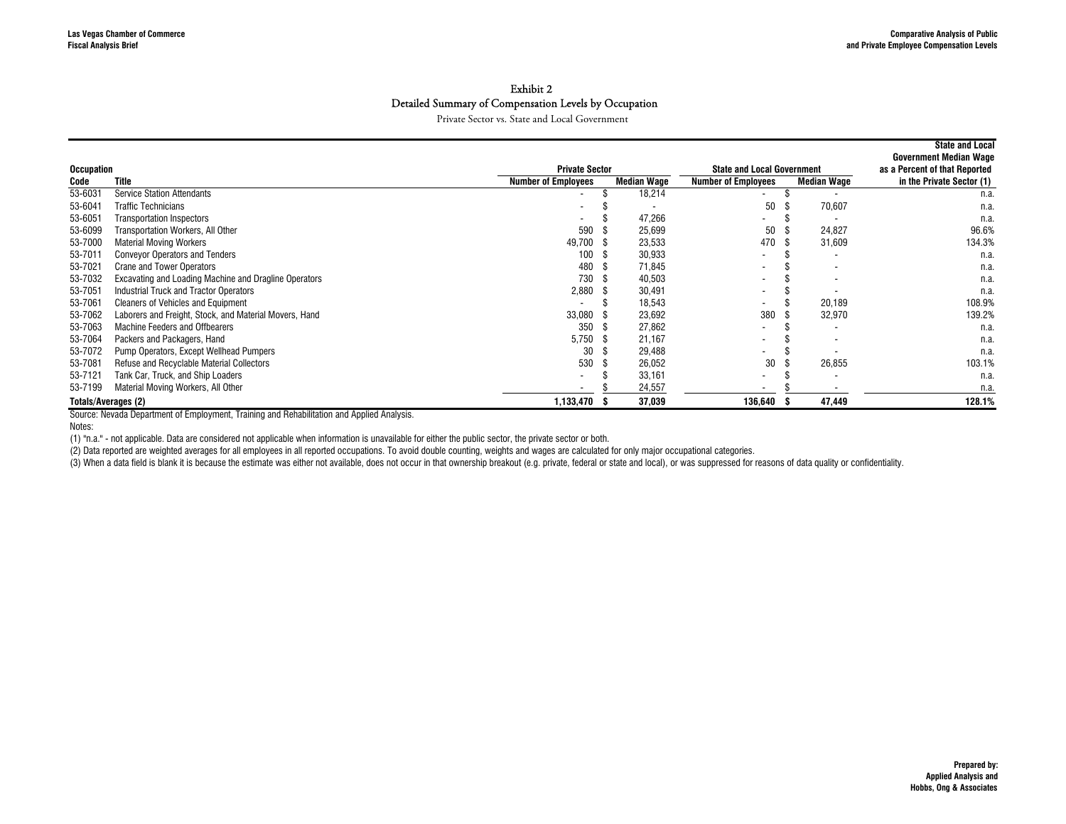Exhibit 2
Detailed Summary of Compensation Levels by Occupation
Private Sector vs. State and Local Government

| Occupation Code | Title | Private Sector Number of Employees | Private Sector Median Wage | State and Local Government Number of Employees | State and Local Government Median Wage | State and Local Government Median Wage as a Percent of that Reported in the Private Sector (1) |
|---|---|---|---|---|---|---|
| 53-6031 | Service Station Attendants | - | $ 18,214 | - | $ - | n.a. |
| 53-6041 | Traffic Technicians | - | $ - | 50 | $ 70,607 | n.a. |
| 53-6051 | Transportation Inspectors | - | $ 47,266 | - | $ - | n.a. |
| 53-6099 | Transportation Workers, All Other | 590 | $ 25,699 | 50 | $ 24,827 | 96.6% |
| 53-7000 | Material Moving Workers | 49,700 | $ 23,533 | 470 | $ 31,609 | 134.3% |
| 53-7011 | Conveyor Operators and Tenders | 100 | $ 30,933 | - | $ - | n.a. |
| 53-7021 | Crane and Tower Operators | 480 | $ 71,845 | - | $ - | n.a. |
| 53-7032 | Excavating and Loading Machine and Dragline Operators | 730 | $ 40,503 | - | $ - | n.a. |
| 53-7051 | Industrial Truck and Tractor Operators | 2,880 | $ 30,491 | - | $ - | n.a. |
| 53-7061 | Cleaners of Vehicles and Equipment | - | $ 18,543 | - | $ 20,189 | 108.9% |
| 53-7062 | Laborers and Freight, Stock, and Material Movers, Hand | 33,080 | $ 23,692 | 380 | $ 32,970 | 139.2% |
| 53-7063 | Machine Feeders and Offbearers | 350 | $ 27,862 | - | $ - | n.a. |
| 53-7064 | Packers and Packagers, Hand | 5,750 | $ 21,167 | - | $ - | n.a. |
| 53-7072 | Pump Operators, Except Wellhead Pumpers | 30 | $ 29,488 | - | $ - | n.a. |
| 53-7081 | Refuse and Recyclable Material Collectors | 530 | $ 26,052 | 30 | $ 26,855 | 103.1% |
| 53-7121 | Tank Car, Truck, and Ship Loaders | - | $ 33,161 | - | $ - | n.a. |
| 53-7199 | Material Moving Workers, All Other | - | $ 24,557 | - | $ - | n.a. |
| **Totals/Averages (2)** | | **1,133,470** | **$ 37,039** | **136,640** | **$ 47,449** | **128.1%** |

Source: Nevada Department of Employment, Training and Rehabilitation and Applied Analysis.

Notes:

(1) "n.a." - not applicable. Data are considered not applicable when information is unavailable for either the public sector, the private sector or both.

(2) Data reported are weighted averages for all employees in all reported occupations. To avoid double counting, weights and wages are calculated for only major occupational categories.

(3) When a data field is blank it is because the estimate was either not available, does not occur in that ownership breakout (e.g. private, federal or state and local), or was suppressed for reasons of data quality or confidentiality.

**Prepared by:**
**Applied Analysis and**
**Hobbs, Ong & Associates**